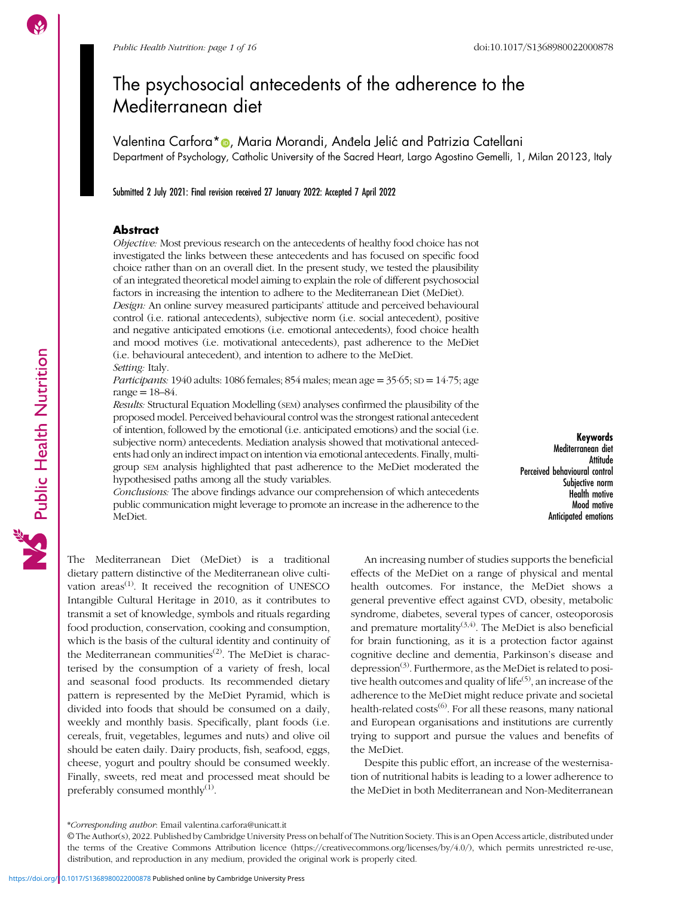# The psychosocial antecedents of the adherence to the Mediterranean diet

Valentina Carfora*, Maria Morandi, Anđela Jelić and Patrizia Catellani

Department of Psychology, Catholic University of the Sacred Heart, Largo Agostino Gemelli, 1, Milan 20123, Italy

Submitted 2 July 2021: Final revision received 27 January 2022: Accepted 7 April 2022

## Abstract

*Objective:* Most previous research on the antecedents of healthy food choice has not investigated the links between these antecedents and has focused on specific food choice rather than on an overall diet. In the present study, we tested the plausibility of an integrated theoretical model aiming to explain the role of different psychosocial factors in increasing the intention to adhere to the Mediterranean Diet (MeDiet).

*Design:* An online survey measured participants' attitude and perceived behavioural control (i.e. rational antecedents), subjective norm (i.e. social antecedent), positive and negative anticipated emotions (i.e. emotional antecedents), food choice health and mood motives (i.e. motivational antecedents), past adherence to the MeDiet (i.e. behavioural antecedent), and intention to adhere to the MeDiet.

*Setting:* Italy.

*Participants:* 1940 adults: 1086 females; 854 males; mean age = 35·65; SD = 14·75; age range = 18–84.

*Results:* Structural Equation Modelling (SEM) analyses confirmed the plausibility of the proposed model. Perceived behavioural control was the strongest rational antecedent of intention, followed by the emotional (i.e. anticipated emotions) and the social (i.e. subjective norm) antecedents. Mediation analysis showed that motivational antecedents had only an indirect impact on intention via emotional antecedents. Finally, multi-group SEM analysis highlighted that past adherence to the MeDiet moderated the hypothesised paths among all the study variables.

*Conclusions:* The above findings advance our comprehension of which antecedents public communication might leverage to promote an increase in the adherence to the MeDiet.

**Keywords**
Mediterranean diet
Attitude
Perceived behavioural control
Subjective norm
Health motive
Mood motive
Anticipated emotions

The Mediterranean Diet (MeDiet) is a traditional dietary pattern distinctive of the Mediterranean olive cultivation areas[1]. It received the recognition of UNESCO Intangible Cultural Heritage in 2010, as it contributes to transmit a set of knowledge, symbols and rituals regarding food production, conservation, cooking and consumption, which is the basis of the cultural identity and continuity of the Mediterranean communities[2]. The MeDiet is characterised by the consumption of a variety of fresh, local and seasonal food products. Its recommended dietary pattern is represented by the MeDiet Pyramid, which is divided into foods that should be consumed on a daily, weekly and monthly basis. Specifically, plant foods (i.e. cereals, fruit, vegetables, legumes and nuts) and olive oil should be eaten daily. Dairy products, fish, seafood, eggs, cheese, yogurt and poultry should be consumed weekly. Finally, sweets, red meat and processed meat should be preferably consumed monthly[1].

An increasing number of studies supports the beneficial effects of the MeDiet on a range of physical and mental health outcomes. For instance, the MeDiet shows a general preventive effect against CVD, obesity, metabolic syndrome, diabetes, several types of cancer, osteoporosis and premature mortality[3,4]. The MeDiet is also beneficial for brain functioning, as it is a protection factor against cognitive decline and dementia, Parkinson's disease and depression[3]. Furthermore, as the MeDiet is related to positive health outcomes and quality of life[5], an increase of the adherence to the MeDiet might reduce private and societal health-related costs[6]. For all these reasons, many national and European organisations and institutions are currently trying to support and pursue the values and benefits of the MeDiet.

Despite this public effort, an increase of the westernisation of nutritional habits is leading to a lower adherence to the MeDiet in both Mediterranean and Non-Mediterranean

*Corresponding author: Email valentina.carfora@unicatt.it

© The Author(s), 2022. Published by Cambridge University Press on behalf of The Nutrition Society. This is an Open Access article, distributed under the terms of the Creative Commons Attribution licence (https://creativecommons.org/licenses/by/4.0/), which permits unrestricted re-use, distribution, and reproduction in any medium, provided the original work is properly cited.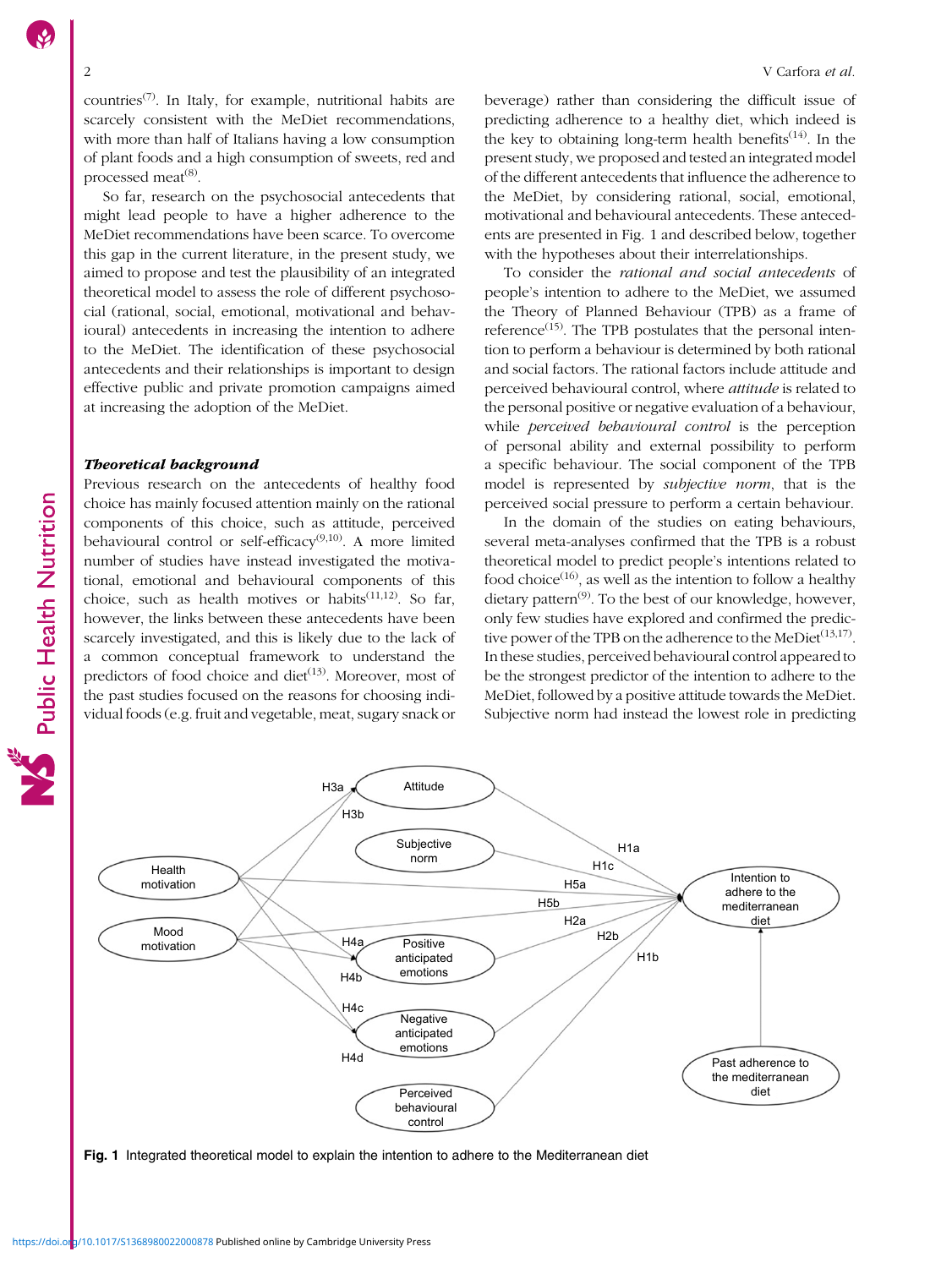countries[7]. In Italy, for example, nutritional habits are scarcely consistent with the MeDiet recommendations, with more than half of Italians having a low consumption of plant foods and a high consumption of sweets, red and processed meat[8].

So far, research on the psychosocial antecedents that might lead people to have a higher adherence to the MeDiet recommendations have been scarce. To overcome this gap in the current literature, in the present study, we aimed to propose and test the plausibility of an integrated theoretical model to assess the role of different psychosocial (rational, social, emotional, motivational and behavioural) antecedents in increasing the intention to adhere to the MeDiet. The identification of these psychosocial antecedents and their relationships is important to design effective public and private promotion campaigns aimed at increasing the adoption of the MeDiet.

### *Theoretical background*

Previous research on the antecedents of healthy food choice has mainly focused attention mainly on the rational components of this choice, such as attitude, perceived behavioural control or self-efficacy[9,10]. A more limited number of studies have instead investigated the motivational, emotional and behavioural components of this choice, such as health motives or habits[11,12]. So far, however, the links between these antecedents have been scarcely investigated, and this is likely due to the lack of a common conceptual framework to understand the predictors of food choice and diet[13]. Moreover, most of the past studies focused on the reasons for choosing individual foods (e.g. fruit and vegetable, meat, sugary snack or beverage) rather than considering the difficult issue of predicting adherence to a healthy diet, which indeed is the key to obtaining long-term health benefits[14]. In the present study, we proposed and tested an integrated model of the different antecedents that influence the adherence to the MeDiet, by considering rational, social, emotional, motivational and behavioural antecedents. These antecedents are presented in Fig. 1 and described below, together with the hypotheses about their interrelationships.

To consider the *rational and social antecedents* of people's intention to adhere to the MeDiet, we assumed the Theory of Planned Behaviour (TPB) as a frame of reference[15]. The TPB postulates that the personal intention to perform a behaviour is determined by both rational and social factors. The rational factors include attitude and perceived behavioural control, where *attitude* is related to the personal positive or negative evaluation of a behaviour, while *perceived behavioural control* is the perception of personal ability and external possibility to perform a specific behaviour. The social component of the TPB model is represented by *subjective norm*, that is the perceived social pressure to perform a certain behaviour.

In the domain of the studies on eating behaviours, several meta-analyses confirmed that the TPB is a robust theoretical model to predict people's intentions related to food choice[16], as well as the intention to follow a healthy dietary pattern[9]. To the best of our knowledge, however, only few studies have explored and confirmed the predictive power of the TPB on the adherence to the MeDiet[13,17]. In these studies, perceived behavioural control appeared to be the strongest predictor of the intention to adhere to the MeDiet, followed by a positive attitude towards the MeDiet. Subjective norm had instead the lowest role in predicting

**Fig. 1** Integrated theoretical model to explain the intention to adhere to the Mediterranean diet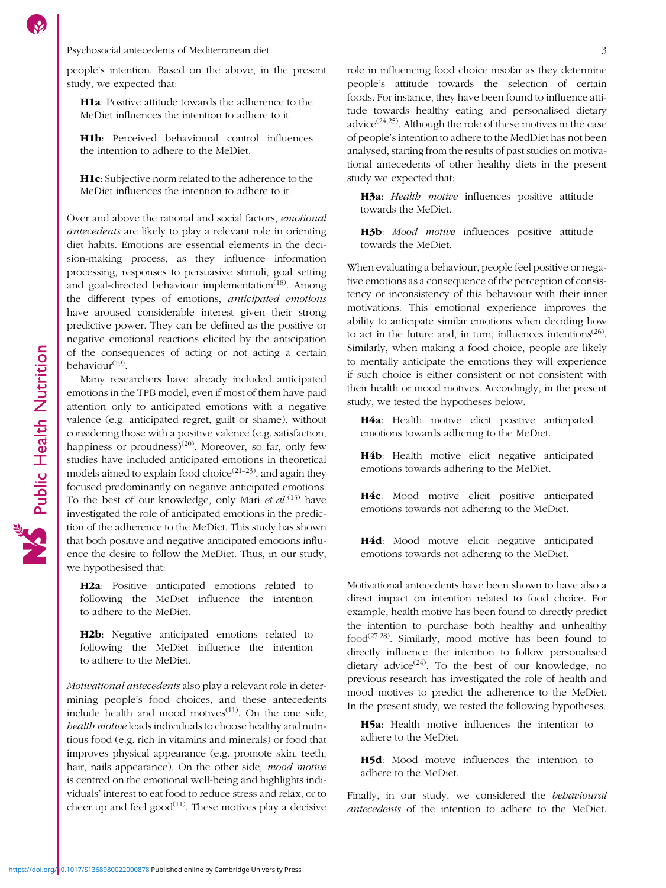people's intention. Based on the above, in the present study, we expected that:

**H1a**: Positive attitude towards the adherence to the MeDiet influences the intention to adhere to it.

**H1b**: Perceived behavioural control influences the intention to adhere to the MeDiet.

**H1c**: Subjective norm related to the adherence to the MeDiet influences the intention to adhere to it.

Over and above the rational and social factors, *emotional antecedents* are likely to play a relevant role in orienting diet habits. Emotions are essential elements in the decision-making process, as they influence information processing, responses to persuasive stimuli, goal setting and goal-directed behaviour implementation[18]. Among the different types of emotions, *anticipated emotions* have aroused considerable interest given their strong predictive power. They can be defined as the positive or negative emotional reactions elicited by the anticipation of the consequences of acting or not acting a certain behaviour[19].

Many researchers have already included anticipated emotions in the TPB model, even if most of them have paid attention only to anticipated emotions with a negative valence (e.g. anticipated regret, guilt or shame), without considering those with a positive valence (e.g. satisfaction, happiness or proudness)[20]. Moreover, so far, only few studies have included anticipated emotions in theoretical models aimed to explain food choice[21–23], and again they focused predominantly on negative anticipated emotions. To the best of our knowledge, only Mari *et al.*[13] have investigated the role of anticipated emotions in the prediction of the adherence to the MeDiet. This study has shown that both positive and negative anticipated emotions influence the desire to follow the MeDiet. Thus, in our study, we hypothesised that:

**H2a**: Positive anticipated emotions related to following the MeDiet influence the intention to adhere to the MeDiet.

**H2b**: Negative anticipated emotions related to following the MeDiet influence the intention to adhere to the MeDiet.

*Motivational antecedents* also play a relevant role in determining people's food choices, and these antecedents include health and mood motives[11]. On the one side, *health motive* leads individuals to choose healthy and nutritious food (e.g. rich in vitamins and minerals) or food that improves physical appearance (e.g. promote skin, teeth, hair, nails appearance). On the other side, *mood motive* is centred on the emotional well-being and highlights individuals' interest to eat food to reduce stress and relax, or to cheer up and feel good[11]. These motives play a decisive role in influencing food choice insofar as they determine people's attitude towards the selection of certain foods. For instance, they have been found to influence attitude towards healthy eating and personalised dietary advice[24,25]. Although the role of these motives in the case of people's intention to adhere to the MedDiet has not been analysed, starting from the results of past studies on motivational antecedents of other healthy diets in the present study we expected that:

**H3a**: *Health motive* influences positive attitude towards the MeDiet.

**H3b**: *Mood motive* influences positive attitude towards the MeDiet.

When evaluating a behaviour, people feel positive or negative emotions as a consequence of the perception of consistency or inconsistency of this behaviour with their inner motivations. This emotional experience improves the ability to anticipate similar emotions when deciding how to act in the future and, in turn, influences intentions[26]. Similarly, when making a food choice, people are likely to mentally anticipate the emotions they will experience if such choice is either consistent or not consistent with their health or mood motives. Accordingly, in the present study, we tested the hypotheses below.

**H4a**: Health motive elicit positive anticipated emotions towards adhering to the MeDiet.

**H4b**: Health motive elicit negative anticipated emotions towards adhering to the MeDiet.

**H4c**: Mood motive elicit positive anticipated emotions towards not adhering to the MeDiet.

**H4d**: Mood motive elicit negative anticipated emotions towards not adhering to the MeDiet.

Motivational antecedents have been shown to have also a direct impact on intention related to food choice. For example, health motive has been found to directly predict the intention to purchase both healthy and unhealthy food[27,28]. Similarly, mood motive has been found to directly influence the intention to follow personalised dietary advice[24]. To the best of our knowledge, no previous research has investigated the role of health and mood motives to predict the adherence to the MeDiet. In the present study, we tested the following hypotheses.

**H5a**: Health motive influences the intention to adhere to the MeDiet.

**H5d**: Mood motive influences the intention to adhere to the MeDiet.

Finally, in our study, we considered the *behavioural antecedents* of the intention to adhere to the MeDiet.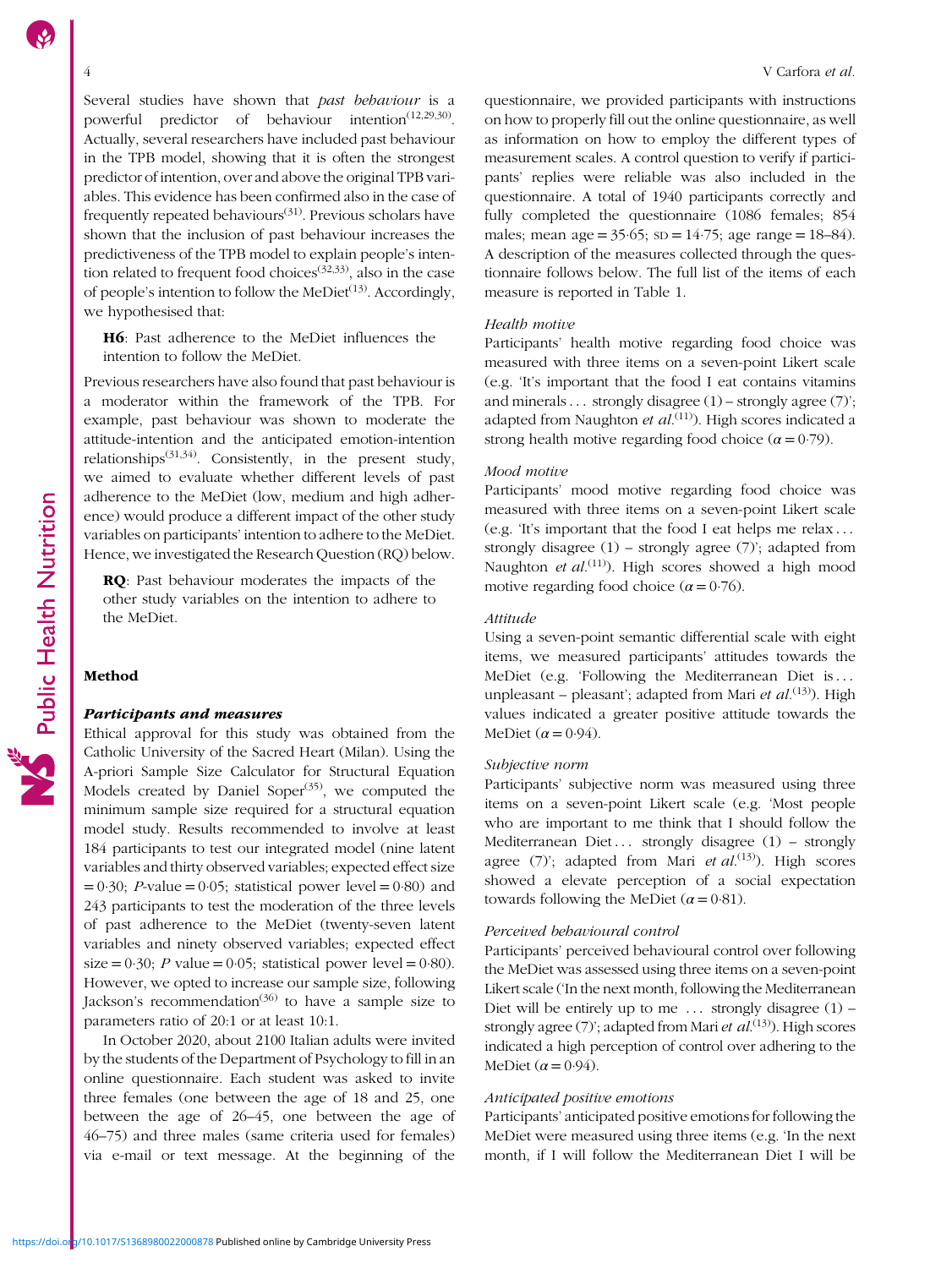Several studies have shown that *past behaviour* is a powerful predictor of behaviour intention[12,29,30]. Actually, several researchers have included past behaviour in the TPB model, showing that it is often the strongest predictor of intention, over and above the original TPB variables. This evidence has been confirmed also in the case of frequently repeated behaviours[31]. Previous scholars have shown that the inclusion of past behaviour increases the predictiveness of the TPB model to explain people's intention related to frequent food choices[32,33], also in the case of people's intention to follow the MeDiet[13]. Accordingly, we hypothesised that:

> **H6**: Past adherence to the MeDiet influences the intention to follow the MeDiet.

Previous researchers have also found that past behaviour is a moderator within the framework of the TPB. For example, past behaviour was shown to moderate the attitude-intention and the anticipated emotion-intention relationships[31,34]. Consistently, in the present study, we aimed to evaluate whether different levels of past adherence to the MeDiet (low, medium and high adherence) would produce a different impact of the other study variables on participants' intention to adhere to the MeDiet. Hence, we investigated the Research Question (RQ) below.

> **RQ**: Past behaviour moderates the impacts of the other study variables on the intention to adhere to the MeDiet.

## Method

### *Participants and measures*

Ethical approval for this study was obtained from the Catholic University of the Sacred Heart (Milan). Using the A-priori Sample Size Calculator for Structural Equation Models created by Daniel Soper[35], we computed the minimum sample size required for a structural equation model study. Results recommended to involve at least 184 participants to test our integrated model (nine latent variables and thirty observed variables; expected effect size = 0·30; *P*-value = 0·05; statistical power level = 0·80) and 243 participants to test the moderation of the three levels of past adherence to the MeDiet (twenty-seven latent variables and ninety observed variables; expected effect size = 0·30; *P* value = 0·05; statistical power level = 0·80). However, we opted to increase our sample size, following Jackson's recommendation[36] to have a sample size to parameters ratio of 20:1 or at least 10:1.

In October 2020, about 2100 Italian adults were invited by the students of the Department of Psychology to fill in an online questionnaire. Each student was asked to invite three females (one between the age of 18 and 25, one between the age of 26–45, one between the age of 46–75) and three males (same criteria used for females) via e-mail or text message. At the beginning of the questionnaire, we provided participants with instructions on how to properly fill out the online questionnaire, as well as information on how to employ the different types of measurement scales. A control question to verify if participants' replies were reliable was also included in the questionnaire. A total of 1940 participants correctly and fully completed the questionnaire (1086 females; 854 males; mean age = 35·65; SD = 14·75; age range = 18–84). A description of the measures collected through the questionnaire follows below. The full list of the items of each measure is reported in Table 1.

#### *Health motive*

Participants' health motive regarding food choice was measured with three items on a seven-point Likert scale (e.g. 'It's important that the food I eat contains vitamins and minerals … strongly disagree (1) – strongly agree (7)'; adapted from Naughton *et al.*[11]). High scores indicated a strong health motive regarding food choice ($\alpha = 0{\cdot}79$).

#### *Mood motive*

Participants' mood motive regarding food choice was measured with three items on a seven-point Likert scale (e.g. 'It's important that the food I eat helps me relax … strongly disagree (1) – strongly agree (7)'; adapted from Naughton *et al.*[11]). High scores showed a high mood motive regarding food choice ($\alpha = 0{\cdot}76$).

#### *Attitude*

Using a seven-point semantic differential scale with eight items, we measured participants' attitudes towards the MeDiet (e.g. 'Following the Mediterranean Diet is … unpleasant – pleasant'; adapted from Mari *et al.*[13]). High values indicated a greater positive attitude towards the MeDiet ($\alpha = 0{\cdot}94$).

#### *Subjective norm*

Participants' subjective norm was measured using three items on a seven-point Likert scale (e.g. 'Most people who are important to me think that I should follow the Mediterranean Diet … strongly disagree (1) – strongly agree (7)'; adapted from Mari *et al.*[13]). High scores showed a elevate perception of a social expectation towards following the MeDiet ($\alpha = 0{\cdot}81$).

#### *Perceived behavioural control*

Participants' perceived behavioural control over following the MeDiet was assessed using three items on a seven-point Likert scale ('In the next month, following the Mediterranean Diet will be entirely up to me … strongly disagree (1) – strongly agree (7)'; adapted from Mari *et al.*[13]). High scores indicated a high perception of control over adhering to the MeDiet ($\alpha = 0{\cdot}94$).

#### *Anticipated positive emotions*

Participants' anticipated positive emotions for following the MeDiet were measured using three items (e.g. 'In the next month, if I will follow the Mediterranean Diet I will be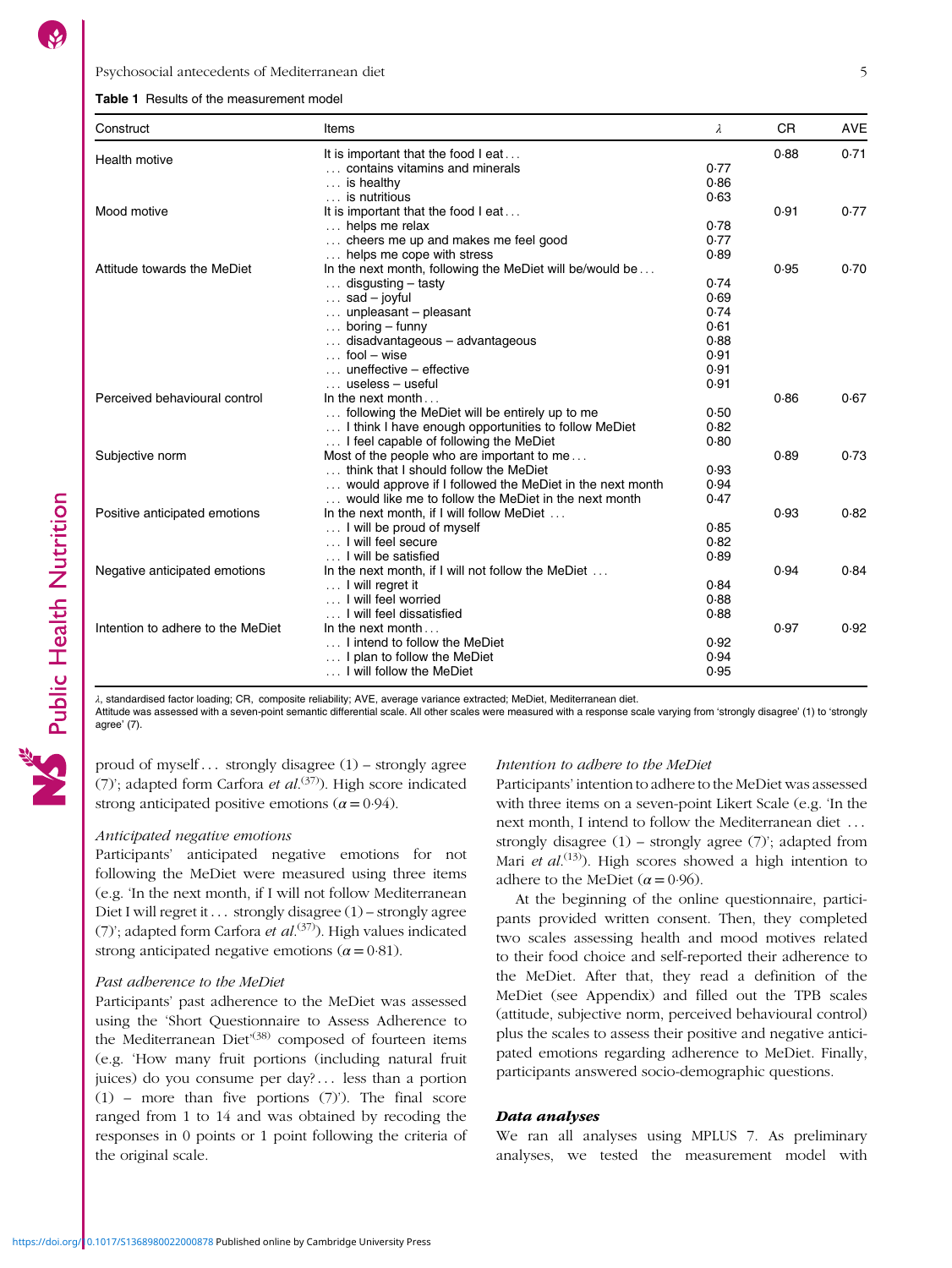**Table 1** Results of the measurement model

| Construct | Items | λ | CR | AVE |
|---|---|---|---|---|
| Health motive | It is important that the food I eat … | | 0·88 | 0·71 |
| | … contains vitamins and minerals | 0·77 | | |
| | … is healthy | 0·86 | | |
| | … is nutritious | 0·63 | | |
| Mood motive | It is important that the food I eat … | | 0·91 | 0·77 |
| | … helps me relax | 0·78 | | |
| | … cheers me up and makes me feel good | 0·77 | | |
| | … helps me cope with stress | 0·89 | | |
| Attitude towards the MeDiet | In the next month, following the MeDiet will be/would be … | | 0·95 | 0·70 |
| | … disgusting – tasty | 0·74 | | |
| | … sad – joyful | 0·69 | | |
| | … unpleasant – pleasant | 0·74 | | |
| | … boring – funny | 0·61 | | |
| | … disadvantageous – advantageous | 0·88 | | |
| | … fool – wise | 0·91 | | |
| | … uneffective – effective | 0·91 | | |
| | … useless – useful | 0·91 | | |
| Perceived behavioural control | In the next month … | | 0·86 | 0·67 |
| | … following the MeDiet will be entirely up to me | 0·50 | | |
| | … I think I have enough opportunities to follow MeDiet | 0·82 | | |
| | … I feel capable of following the MeDiet | 0·80 | | |
| Subjective norm | Most of the people who are important to me … | | 0·89 | 0·73 |
| | … think that I should follow the MeDiet | 0·93 | | |
| | … would approve if I followed the MeDiet in the next month | 0·94 | | |
| | … would like me to follow the MeDiet in the next month | 0·47 | | |
| Positive anticipated emotions | In the next month, if I will follow MeDiet … | | 0·93 | 0·82 |
| | … I will be proud of myself | 0·85 | | |
| | … I will feel secure | 0·82 | | |
| | … I will be satisfied | 0·89 | | |
| Negative anticipated emotions | In the next month, if I will not follow the MeDiet … | | 0·94 | 0·84 |
| | … I will regret it | 0·84 | | |
| | … I will feel worried | 0·88 | | |
| | … I will feel dissatisfied | 0·88 | | |
| Intention to adhere to the MeDiet | In the next month … | | 0·97 | 0·92 |
| | … I intend to follow the MeDiet | 0·92 | | |
| | … I plan to follow the MeDiet | 0·94 | | |
| | … I will follow the MeDiet | 0·95 | | |

λ, standardised factor loading; CR, composite reliability; AVE, average variance extracted; MeDiet, Mediterranean diet.
Attitude was assessed with a seven-point semantic differential scale. All other scales were measured with a response scale varying from 'strongly disagree' (1) to 'strongly agree' (7).

proud of myself … strongly disagree (1) – strongly agree (7)'; adapted form Carfora *et al.*[37]). High score indicated strong anticipated positive emotions ($\alpha = 0{\cdot}94$).

*Anticipated negative emotions*

Participants' anticipated negative emotions for not following the MeDiet were measured using three items (e.g. 'In the next month, if I will not follow Mediterranean Diet I will regret it … strongly disagree (1) – strongly agree (7)'; adapted form Carfora *et al.*[37]). High values indicated strong anticipated negative emotions ($\alpha = 0{\cdot}81$).

*Past adherence to the MeDiet*

Participants' past adherence to the MeDiet was assessed using the 'Short Questionnaire to Assess Adherence to the Mediterranean Diet'[38] composed of fourteen items (e.g. 'How many fruit portions (including natural fruit juices) do you consume per day? … less than a portion (1) – more than five portions (7)'). The final score ranged from 1 to 14 and was obtained by recoding the responses in 0 points or 1 point following the criteria of the original scale.

*Intention to adhere to the MeDiet*

Participants' intention to adhere to the MeDiet was assessed with three items on a seven-point Likert Scale (e.g. 'In the next month, I intend to follow the Mediterranean diet … strongly disagree (1) – strongly agree (7)'; adapted from Mari *et al.*[13]). High scores showed a high intention to adhere to the MeDiet ($\alpha = 0{\cdot}96$).

At the beginning of the online questionnaire, participants provided written consent. Then, they completed two scales assessing health and mood motives related to their food choice and self-reported their adherence to the MeDiet. After that, they read a definition of the MeDiet (see Appendix) and filled out the TPB scales (attitude, subjective norm, perceived behavioural control) plus the scales to assess their positive and negative anticipated emotions regarding adherence to MeDiet. Finally, participants answered socio-demographic questions.

### Data analyses

We ran all analyses using MPLUS 7. As preliminary analyses, we tested the measurement model with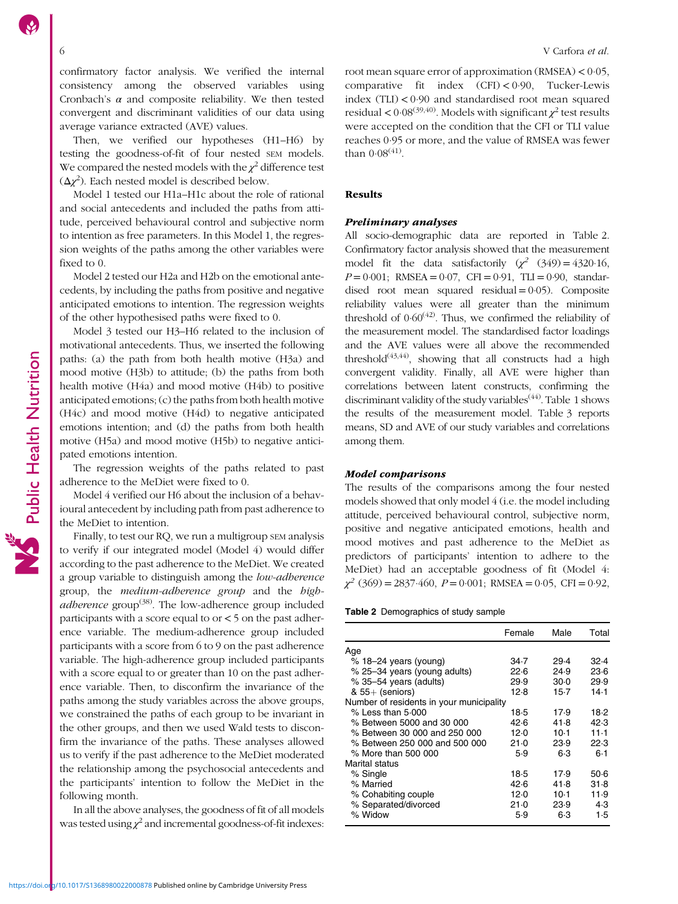confirmatory factor analysis. We verified the internal consistency among the observed variables using Cronbach's α and composite reliability. We then tested convergent and discriminant validities of our data using average variance extracted (AVE) values.

Then, we verified our hypotheses (H1–H6) by testing the goodness-of-fit of four nested SEM models. We compared the nested models with the $\chi^2$ difference test ($\Delta\chi^2$). Each nested model is described below.

Model 1 tested our H1a–H1c about the role of rational and social antecedents and included the paths from attitude, perceived behavioural control and subjective norm to intention as free parameters. In this Model 1, the regression weights of the paths among the other variables were fixed to 0.

Model 2 tested our H2a and H2b on the emotional antecedents, by including the paths from positive and negative anticipated emotions to intention. The regression weights of the other hypothesised paths were fixed to 0.

Model 3 tested our H3–H6 related to the inclusion of motivational antecedents. Thus, we inserted the following paths: (a) the path from both health motive (H3a) and mood motive (H3b) to attitude; (b) the paths from both health motive (H4a) and mood motive (H4b) to positive anticipated emotions; (c) the paths from both health motive (H4c) and mood motive (H4d) to negative anticipated emotions intention; and (d) the paths from both health motive (H5a) and mood motive (H5b) to negative anticipated emotions intention.

The regression weights of the paths related to past adherence to the MeDiet were fixed to 0.

Model 4 verified our H6 about the inclusion of a behavioural antecedent by including path from past adherence to the MeDiet to intention.

Finally, to test our RQ, we run a multigroup SEM analysis to verify if our integrated model (Model 4) would differ according to the past adherence to the MeDiet. We created a group variable to distinguish among the *low-adherence* group, the *medium-adherence group* and the *high-adherence* group[38]. The low-adherence group included participants with a score equal to or < 5 on the past adherence variable. The medium-adherence group included participants with a score from 6 to 9 on the past adherence variable. The high-adherence group included participants with a score equal to or greater than 10 on the past adherence variable. Then, to disconfirm the invariance of the paths among the study variables across the above groups, we constrained the paths of each group to be invariant in the other groups, and then we used Wald tests to disconfirm the invariance of the paths. These analyses allowed us to verify if the past adherence to the MeDiet moderated the relationship among the psychosocial antecedents and the participants' intention to follow the MeDiet in the following month.

In all the above analyses, the goodness of fit of all models was tested using $\chi^2$ and incremental goodness-of-fit indexes: root mean square error of approximation (RMSEA) < 0·05, comparative fit index (CFI) < 0·90, Tucker-Lewis index (TLI) < 0·90 and standardised root mean squared residual < 0·08[39,40]. Models with significant $\chi^2$ test results were accepted on the condition that the CFI or TLI value reaches 0·95 or more, and the value of RMSEA was fewer than 0·08[41].

## Results

### Preliminary analyses

All socio-demographic data are reported in Table 2. Confirmatory factor analysis showed that the measurement model fit the data satisfactorily ($\chi^2$ (349) = 4320·16, $P$ = 0·001; RMSEA = 0·07, CFI = 0·91, TLI = 0·90, standardised root mean squared residual = 0·05). Composite reliability values were all greater than the minimum threshold of 0·60[42]. Thus, we confirmed the reliability of the measurement model. The standardised factor loadings and the AVE values were all above the recommended threshold[43,44], showing that all constructs had a high convergent validity. Finally, all AVE were higher than correlations between latent constructs, confirming the discriminant validity of the study variables[44]. Table 1 shows the results of the measurement model. Table 3 reports means, SD and AVE of our study variables and correlations among them.

### Model comparisons

The results of the comparisons among the four nested models showed that only model 4 (i.e. the model including attitude, perceived behavioural control, subjective norm, positive and negative anticipated emotions, health and mood motives and past adherence to the MeDiet as predictors of participants' intention to adhere to the MeDiet) had an acceptable goodness of fit (Model 4: $\chi^2$ (369) = 2837·460, $P$ = 0·001; RMSEA = 0·05, CFI = 0·92,

**Table 2** Demographics of study sample

| | Female | Male | Total |
|---|---|---|---|
| Age | | | |
| % 18–24 years (young) | 34·7 | 29·4 | 32·4 |
| % 25–34 years (young adults) | 22·6 | 24·9 | 23·6 |
| % 35–54 years (adults) | 29·9 | 30·0 | 29·9 |
| & 55+ (seniors) | 12·8 | 15·7 | 14·1 |
| Number of residents in your municipality | | | |
| % Less than 5.000 | 18·5 | 17·9 | 18·2 |
| % Between 5000 and 30 000 | 42·6 | 41·8 | 42·3 |
| % Between 30 000 and 250 000 | 12·0 | 10·1 | 11·1 |
| % Between 250 000 and 500 000 | 21·0 | 23·9 | 22·3 |
| % More than 500 000 | 5·9 | 6·3 | 6·1 |
| Marital status | | | |
| % Single | 18·5 | 17·9 | 50·6 |
| % Married | 42·6 | 41·8 | 31·8 |
| % Cohabiting couple | 12·0 | 10·1 | 11·9 |
| % Separated/divorced | 21·0 | 23·9 | 4·3 |
| % Widow | 5·9 | 6·3 | 1·5 |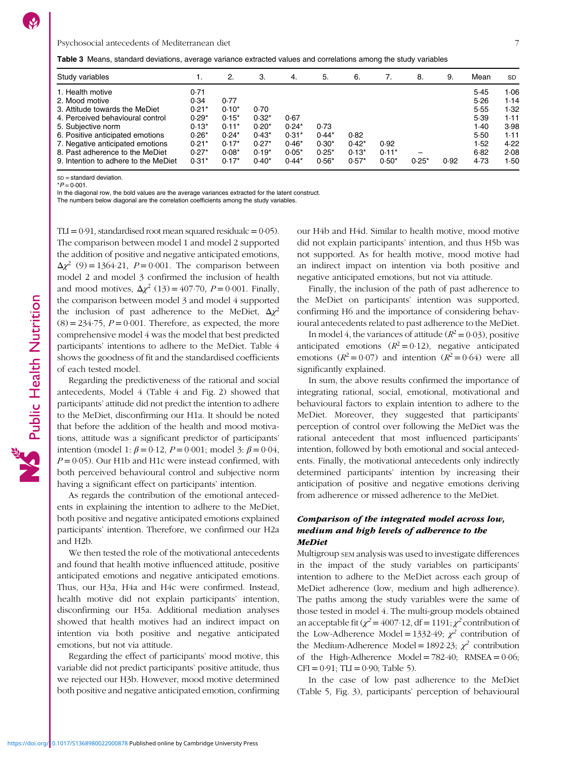**Table 3** Means, standard deviations, average variance extracted values and correlations among the study variables

| Study variables | 1. | 2. | 3. | 4. | 5. | 6. | 7. | 8. | 9. | Mean | SD |
|---|---|---|---|---|---|---|---|---|---|---|---|
| 1. Health motive | 0·71 | | | | | | | | | 5·45 | 1·06 |
| 2. Mood motive | 0·34 | 0·77 | | | | | | | | 5·26 | 1·14 |
| 3. Attitude towards the MeDiet | 0·21* | 0·10* | 0·70 | | | | | | | 5·55 | 1·32 |
| 4. Perceived behavioural control | 0·29* | 0·15* | 0·32* | 0·67 | | | | | | 5·39 | 1·11 |
| 5. Subjective norm | 0·13* | 0·11* | 0·20* | 0·24* | 0·73 | | | | | 1·40 | 3·98 |
| 6. Positive anticipated emotions | 0·26* | 0·24* | 0·43* | 0·31* | 0·44* | 0·82 | | | | 5·50 | 1·11 |
| 7. Negative anticipated emotions | 0·21* | 0·17* | 0·27* | 0·46* | 0·30* | 0·42* | 0·92 | | | 1·52 | 4·22 |
| 8. Past adherence to the MeDiet | 0·27* | 0·08* | 0·19* | 0·05* | 0·25* | 0·13* | 0·11* | – | | 6·82 | 2·08 |
| 9. Intention to adhere to the MeDiet | 0·31* | 0·17* | 0·40* | 0·44* | 0·56* | 0·57* | 0·50* | 0·25* | 0·92 | 4·73 | 1·50 |

SD = standard deviation.
$*P = 0{\cdot}001$.
In the diagonal row, the bold values are the average variances extracted for the latent construct.
The numbers below diagonal are the correlation coefficients among the study variables.

TLI = 0·91, standardised root mean squared residualc = 0·05). The comparison between model 1 and model 2 supported the addition of positive and negative anticipated emotions, $\Delta\chi^2$ (9) = 1364·21, $P = 0{\cdot}001$. The comparison between model 2 and model 3 confirmed the inclusion of health and mood motives, $\Delta\chi^2$ (13) = 407·70, $P = 0{\cdot}001$. Finally, the comparison between model 3 and model 4 supported the inclusion of past adherence to the MeDiet, $\Delta\chi^2$ (8) = 234·75, $P = 0{\cdot}001$. Therefore, as expected, the more comprehensive model 4 was the model that best predicted participants' intentions to adhere to the MeDiet. Table 4 shows the goodness of fit and the standardised coefficients of each tested model.

Regarding the predictiveness of the rational and social antecedents, Model 4 (Table 4 and Fig. 2) showed that participants' attitude did not predict the intention to adhere to the MeDiet, disconfirming our H1a. It should be noted that before the addition of the health and mood motivations, attitude was a significant predictor of participants' intention (model 1: $\beta = 0{\cdot}12$, $P = 0{\cdot}001$; model 3: $\beta = 0{\cdot}04$, $P = 0{\cdot}05$). Our H1b and H1c were instead confirmed, with both perceived behavioural control and subjective norm having a significant effect on participants' intention.

As regards the contribution of the emotional antecedents in explaining the intention to adhere to the MeDiet, both positive and negative anticipated emotions explained participants' intention. Therefore, we confirmed our H2a and H2b.

We then tested the role of the motivational antecedents and found that health motive influenced attitude, positive anticipated emotions and negative anticipated emotions. Thus, our H3a, H4a and H4c were confirmed. Instead, health motive did not explain participants' intention, disconfirming our H5a. Additional mediation analyses showed that health motives had an indirect impact on intention via both positive and negative anticipated emotions, but not via attitude.

Regarding the effect of participants' mood motive, this variable did not predict participants' positive attitude, thus we rejected our H3b. However, mood motive determined both positive and negative anticipated emotion, confirming our H4b and H4d. Similar to health motive, mood motive did not explain participants' intention, and thus H5b was not supported. As for health motive, mood motive had an indirect impact on intention via both positive and negative anticipated emotions, but not via attitude.

Finally, the inclusion of the path of past adherence to the MeDiet on participants' intention was supported, confirming H6 and the importance of considering behavioural antecedents related to past adherence to the MeDiet.

In model 4, the variances of attitude ($R^2 = 0{\cdot}03$), positive anticipated emotions ($R^2 = 0{\cdot}12$), negative anticipated emotions ($R^2 = 0{\cdot}07$) and intention ($R^2 = 0{\cdot}64$) were all significantly explained.

In sum, the above results confirmed the importance of integrating rational, social, emotional, motivational and behavioural factors to explain intention to adhere to the MeDiet. Moreover, they suggested that participants' perception of control over following the MeDiet was the rational antecedent that most influenced participants' intention, followed by both emotional and social antecedents. Finally, the motivational antecedents only indirectly determined participants' intention by increasing their anticipation of positive and negative emotions deriving from adherence or missed adherence to the MeDiet.

### *Comparison of the integrated model across low, medium and high levels of adherence to the MeDiet*

Multigroup SEM analysis was used to investigate differences in the impact of the study variables on participants' intention to adhere to the MeDiet across each group of MeDiet adherence (low, medium and high adherence). The paths among the study variables were the same of those tested in model 4. The multi-group models obtained an acceptable fit ($\chi^2 = 4007{\cdot}12$, df = 1191; $\chi^2$ contribution of the Low-Adherence Model = 1332·49; $\chi^2$ contribution of the Medium-Adherence Model = 1892·23; $\chi^2$ contribution of the High-Adherence Model = 782·40; RMSEA = 0·06; CFI = 0·91; TLI = 0·90; Table 5).

In the case of low past adherence to the MeDiet (Table 5, Fig. 3), participants' perception of behavioural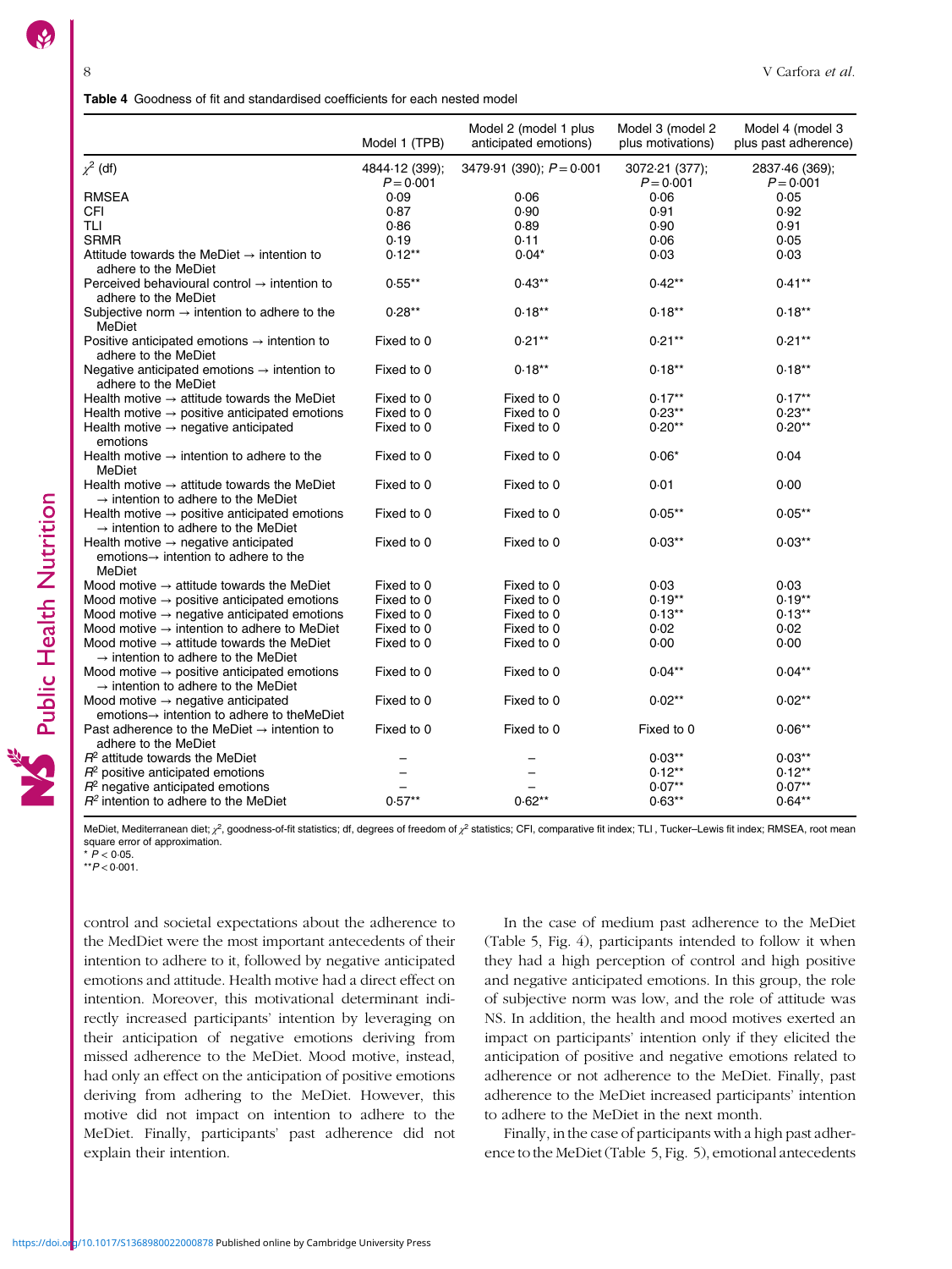**Table 4** Goodness of fit and standardised coefficients for each nested model

| | Model 1 (TPB) | Model 2 (model 1 plus anticipated emotions) | Model 3 (model 2 plus motivations) | Model 4 (model 3 plus past adherence) |
|---|---|---|---|---|
| $\chi^2$ (df) | 4844·12 (399); $P = 0·001$ | 3479·91 (390); $P = 0·001$ | 3072·21 (377); $P = 0·001$ | 2837·46 (369); $P = 0·001$ |
| RMSEA | 0·09 | 0·06 | 0·06 | 0·05 |
| CFI | 0·87 | 0·90 | 0·91 | 0·92 |
| TLI | 0·86 | 0·89 | 0·90 | 0·91 |
| SRMR | 0·19 | 0·11 | 0·06 | 0·05 |
| Attitude towards the MeDiet → intention to adhere to the MeDiet | 0·12** | 0·04* | 0·03 | 0·03 |
| Perceived behavioural control → intention to adhere to the MeDiet | 0·55** | 0·43** | 0·42** | 0·41** |
| Subjective norm → intention to adhere to the MeDiet | 0·28** | 0·18** | 0·18** | 0·18** |
| Positive anticipated emotions → intention to adhere to the MeDiet | Fixed to 0 | 0·21** | 0·21** | 0·21** |
| Negative anticipated emotions → intention to adhere to the MeDiet | Fixed to 0 | 0·18** | 0·18** | 0·18** |
| Health motive → attitude towards the MeDiet | Fixed to 0 | Fixed to 0 | 0·17** | 0·17** |
| Health motive → positive anticipated emotions | Fixed to 0 | Fixed to 0 | 0·23** | 0·23** |
| Health motive → negative anticipated emotions | Fixed to 0 | Fixed to 0 | 0·20** | 0·20** |
| Health motive → intention to adhere to the MeDiet | Fixed to 0 | Fixed to 0 | 0·06* | 0·04 |
| Health motive → attitude towards the MeDiet → intention to adhere to the MeDiet | Fixed to 0 | Fixed to 0 | 0·01 | 0·00 |
| Health motive → positive anticipated emotions → intention to adhere to the MeDiet | Fixed to 0 | Fixed to 0 | 0·05** | 0·05** |
| Health motive → negative anticipated emotions→ intention to adhere to the MeDiet | Fixed to 0 | Fixed to 0 | 0·03** | 0·03** |
| Mood motive → attitude towards the MeDiet | Fixed to 0 | Fixed to 0 | 0·03 | 0·03 |
| Mood motive → positive anticipated emotions | Fixed to 0 | Fixed to 0 | 0·19** | 0·19** |
| Mood motive → negative anticipated emotions | Fixed to 0 | Fixed to 0 | 0·13** | 0·13** |
| Mood motive → intention to adhere to MeDiet | Fixed to 0 | Fixed to 0 | 0·02 | 0·02 |
| Mood motive → attitude towards the MeDiet → intention to adhere to the MeDiet | Fixed to 0 | Fixed to 0 | 0·00 | 0·00 |
| Mood motive → positive anticipated emotions → intention to adhere to the MeDiet | Fixed to 0 | Fixed to 0 | 0·04** | 0·04** |
| Mood motive → negative anticipated emotions→ intention to adhere to theMeDiet | Fixed to 0 | Fixed to 0 | 0·02** | 0·02** |
| Past adherence to the MeDiet → intention to adhere to the MeDiet | Fixed to 0 | Fixed to 0 | Fixed to 0 | 0·06** |
| $R^2$ attitude towards the MeDiet | – | – | 0·03** | 0·03** |
| $R^2$ positive anticipated emotions | – | – | 0·12** | 0·12** |
| $R^2$ negative anticipated emotions | – | – | 0·07** | 0·07** |
| $R^2$ intention to adhere to the MeDiet | 0·57** | 0·62** | 0·63** | 0·64** |

MeDiet, Mediterranean diet; $\chi^2$, goodness-of-fit statistics; df, degrees of freedom of $\chi^2$ statistics; CFI, comparative fit index; TLI , Tucker–Lewis fit index; RMSEA, root mean square error of approximation.
\* $P < 0·05$.
\*\* $P < 0·001$.

control and societal expectations about the adherence to the MedDiet were the most important antecedents of their intention to adhere to it, followed by negative anticipated emotions and attitude. Health motive had a direct effect on intention. Moreover, this motivational determinant indirectly increased participants' intention by leveraging on their anticipation of negative emotions deriving from missed adherence to the MeDiet. Mood motive, instead, had only an effect on the anticipation of positive emotions deriving from adhering to the MeDiet. However, this motive did not impact on intention to adhere to the MeDiet. Finally, participants' past adherence did not explain their intention.

In the case of medium past adherence to the MeDiet (Table 5, Fig. 4), participants intended to follow it when they had a high perception of control and high positive and negative anticipated emotions. In this group, the role of subjective norm was low, and the role of attitude was NS. In addition, the health and mood motives exerted an impact on participants' intention only if they elicited the anticipation of positive and negative emotions related to adherence or not adherence to the MeDiet. Finally, past adherence to the MeDiet increased participants' intention to adhere to the MeDiet in the next month.

Finally, in the case of participants with a high past adherence to the MeDiet (Table 5, Fig. 5), emotional antecedents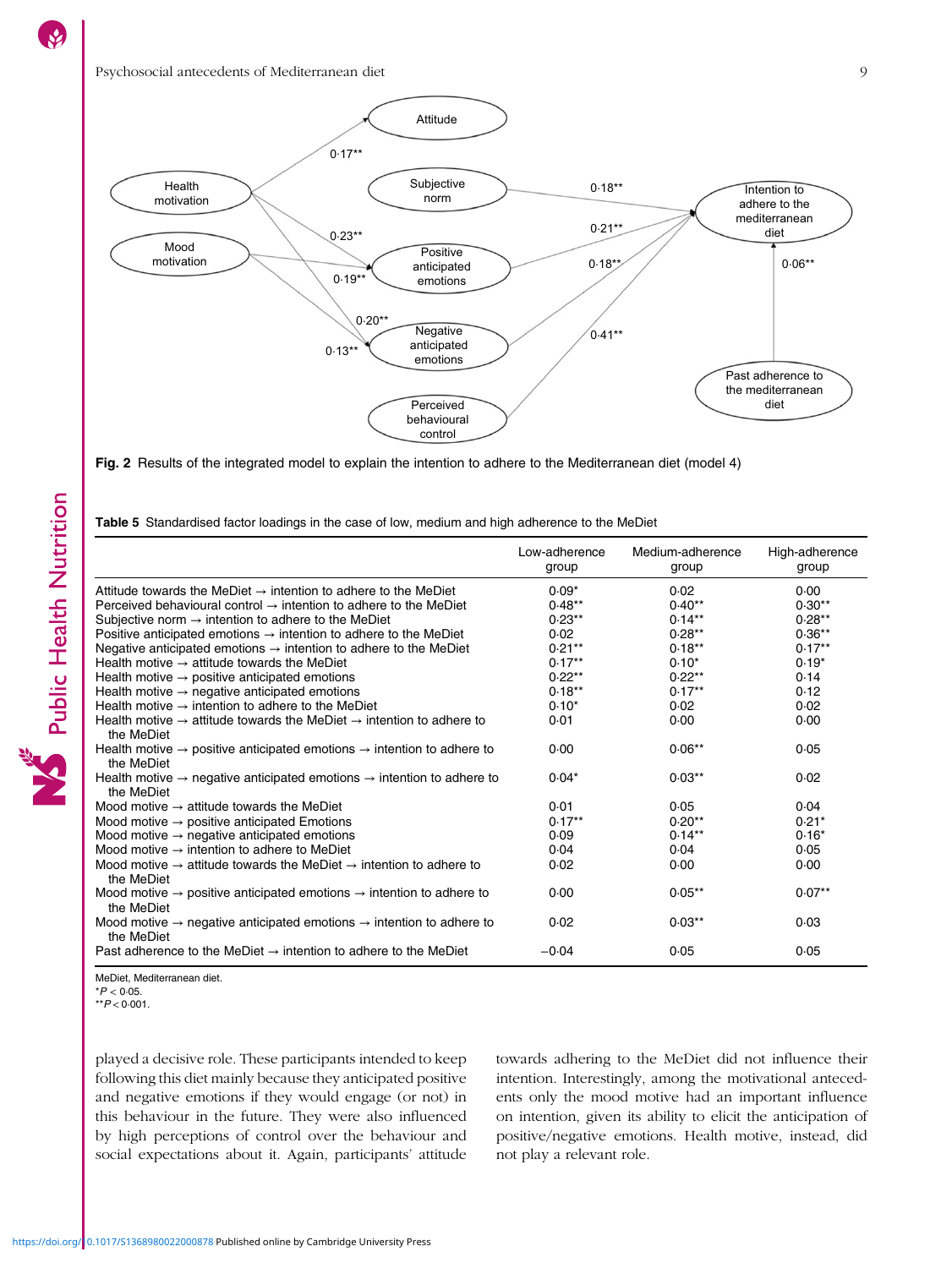Fig. 2 Results of the integrated model to explain the intention to adhere to the Mediterranean diet (model 4)

Table 5 Standardised factor loadings in the case of low, medium and high adherence to the MeDiet

| | Low-adherence group | Medium-adherence group | High-adherence group |
|---|---|---|---|
| Attitude towards the MeDiet → intention to adhere to the MeDiet | 0·09* | 0·02 | 0·00 |
| Perceived behavioural control → intention to adhere to the MeDiet | 0·48** | 0·40** | 0·30** |
| Subjective norm → intention to adhere to the MeDiet | 0·23** | 0·14** | 0·28** |
| Positive anticipated emotions → intention to adhere to the MeDiet | 0·02 | 0·28** | 0·36** |
| Negative anticipated emotions → intention to adhere to the MeDiet | 0·21** | 0·18** | 0·17** |
| Health motive → attitude towards the MeDiet | 0·17** | 0·10* | 0·19* |
| Health motive → positive anticipated emotions | 0·22** | 0·22** | 0·14 |
| Health motive → negative anticipated emotions | 0·18** | 0·17** | 0·12 |
| Health motive → intention to adhere to the MeDiet | 0·10* | 0·02 | 0·02 |
| Health motive → attitude towards the MeDiet → intention to adhere to the MeDiet | 0·01 | 0·00 | 0·00 |
| Health motive → positive anticipated emotions → intention to adhere to the MeDiet | 0·00 | 0·06** | 0·05 |
| Health motive → negative anticipated emotions → intention to adhere to the MeDiet | 0·04* | 0·03** | 0·02 |
| Mood motive → attitude towards the MeDiet | 0·01 | 0·05 | 0·04 |
| Mood motive → positive anticipated Emotions | 0·17** | 0·20** | 0·21* |
| Mood motive → negative anticipated emotions | 0·09 | 0·14** | 0·16* |
| Mood motive → intention to adhere to MeDiet | 0·04 | 0·04 | 0·05 |
| Mood motive → attitude towards the MeDiet → intention to adhere to the MeDiet | 0·02 | 0·00 | 0·00 |
| Mood motive → positive anticipated emotions → intention to adhere to the MeDiet | 0·00 | 0·05** | 0·07** |
| Mood motive → negative anticipated emotions → intention to adhere to the MeDiet | 0·02 | 0·03** | 0·03 |
| Past adherence to the MeDiet → intention to adhere to the MeDiet | −0·04 | 0·05 | 0·05 |

MeDiet, Mediterranean diet.
*$P < 0·05$.
**$P < 0·001$.

played a decisive role. These participants intended to keep following this diet mainly because they anticipated positive and negative emotions if they would engage (or not) in this behaviour in the future. They were also influenced by high perceptions of control over the behaviour and social expectations about it. Again, participants' attitude towards adhering to the MeDiet did not influence their intention. Interestingly, among the motivational antecedents only the mood motive had an important influence on intention, given its ability to elicit the anticipation of positive/negative emotions. Health motive, instead, did not play a relevant role.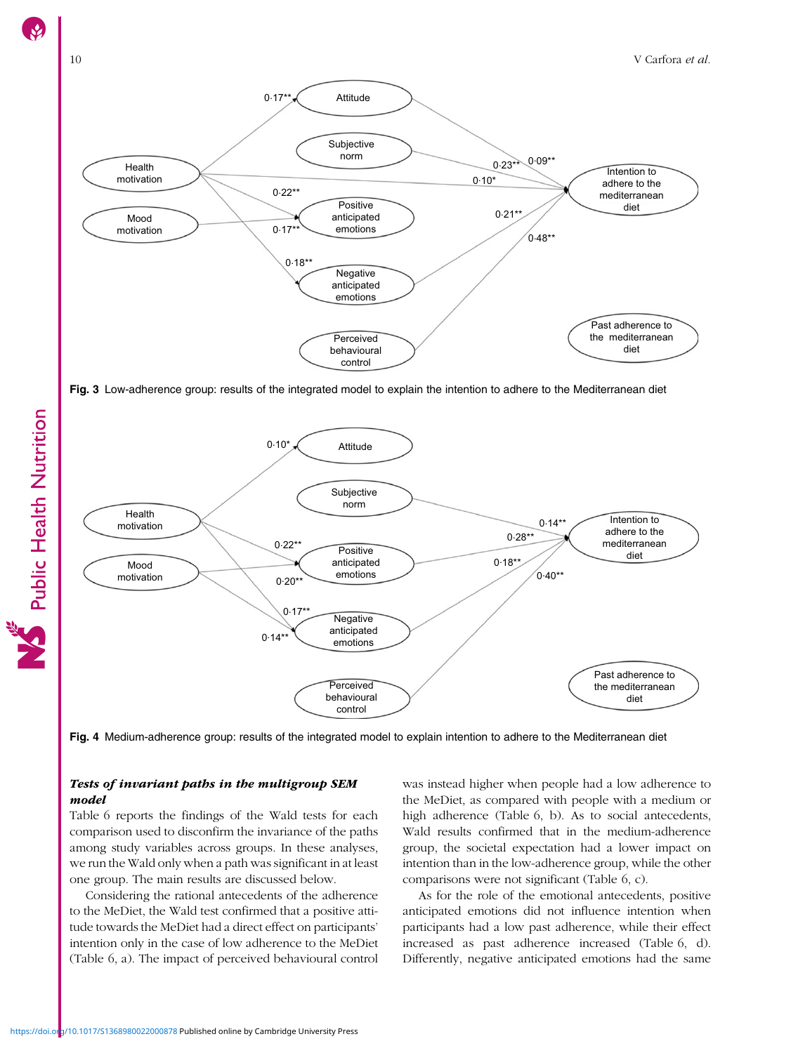Fig. 3 Low-adherence group: results of the integrated model to explain the intention to adhere to the Mediterranean diet

Fig. 4 Medium-adherence group: results of the integrated model to explain intention to adhere to the Mediterranean diet

### *Tests of invariant paths in the multigroup SEM model*

Table 6 reports the findings of the Wald tests for each comparison used to disconfirm the invariance of the paths among study variables across groups. In these analyses, we run the Wald only when a path was significant in at least one group. The main results are discussed below.

Considering the rational antecedents of the adherence to the MeDiet, the Wald test confirmed that a positive attitude towards the MeDiet had a direct effect on participants' intention only in the case of low adherence to the MeDiet (Table 6, a). The impact of perceived behavioural control was instead higher when people had a low adherence to the MeDiet, as compared with people with a medium or high adherence (Table 6, b). As to social antecedents, Wald results confirmed that in the medium-adherence group, the societal expectation had a lower impact on intention than in the low-adherence group, while the other comparisons were not significant (Table 6, c).

As for the role of the emotional antecedents, positive anticipated emotions did not influence intention when participants had a low past adherence, while their effect increased as past adherence increased (Table 6, d). Differently, negative anticipated emotions had the same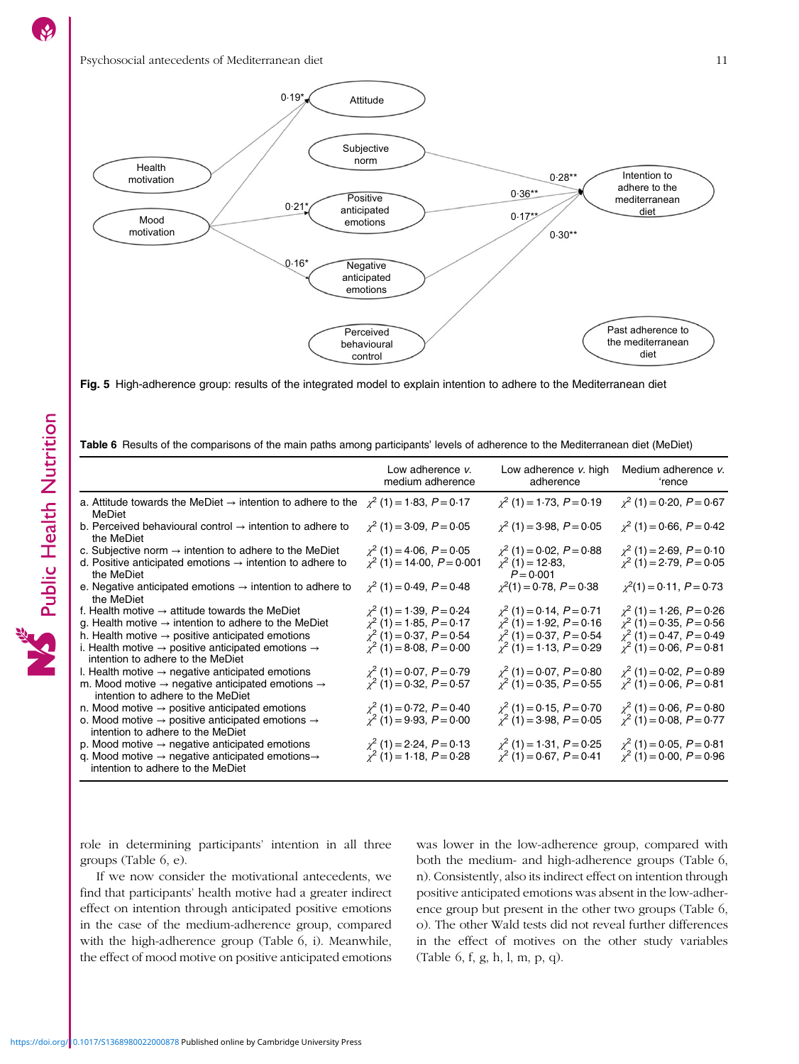Fig. 5 High-adherence group: results of the integrated model to explain intention to adhere to the Mediterranean diet

Table 6 Results of the comparisons of the main paths among participants' levels of adherence to the Mediterranean diet (MeDiet)

| | Low adherence v. medium adherence | Low adherence v. high adherence | Medium adherence v. 'rence |
|---|---|---|---|
| a. Attitude towards the MeDiet → intention to adhere to the MeDiet | $\chi^2$ (1) = 1·83, P = 0·17 | $\chi^2$ (1) = 1·73, P = 0·19 | $\chi^2$ (1) = 0·20, P = 0·67 |
| b. Perceived behavioural control → intention to adhere to the MeDiet | $\chi^2$ (1) = 3·09, P = 0·05 | $\chi^2$ (1) = 3·98, P = 0·05 | $\chi^2$ (1) = 0·66, P = 0·42 |
| c. Subjective norm → intention to adhere to the MeDiet | $\chi^2$ (1) = 4·06, P = 0·05 | $\chi^2$ (1) = 0·02, P = 0·88 | $\chi^2$ (1) = 2·69, P = 0·10 |
| d. Positive anticipated emotions → intention to adhere to the MeDiet | $\chi^2$ (1) = 14·00, P = 0·001 | $\chi^2$ (1) = 12·83, P = 0·001 | $\chi^2$ (1) = 2·79, P = 0·05 |
| e. Negative anticipated emotions → intention to adhere to the MeDiet | $\chi^2$ (1) = 0·49, P = 0·48 | $\chi^2$(1) = 0·78, P = 0·38 | $\chi^2$(1) = 0·11, P = 0·73 |
| f. Health motive → attitude towards the MeDiet | $\chi^2$ (1) = 1·39, P = 0·24 | $\chi^2$ (1) = 0·14, P = 0·71 | $\chi^2$ (1) = 1·26, P = 0·26 |
| g. Health motive → intention to adhere to the MeDiet | $\chi^2$ (1) = 1·85, P = 0·17 | $\chi^2$ (1) = 1·92, P = 0·16 | $\chi^2$ (1) = 0·35, P = 0·56 |
| h. Health motive → positive anticipated emotions | $\chi^2$ (1) = 0·37, P = 0·54 | $\chi^2$ (1) = 0·37, P = 0·54 | $\chi^2$ (1) = 0·47, P = 0·49 |
| i. Health motive → positive anticipated emotions → intention to adhere to the MeDiet | $\chi^2$ (1) = 8·08, P = 0·00 | $\chi^2$ (1) = 1·13, P = 0·29 | $\chi^2$ (1) = 0·06, P = 0·81 |
| l. Health motive → negative anticipated emotions | $\chi^2$ (1) = 0·07, P = 0·79 | $\chi^2$ (1) = 0·07, P = 0·80 | $\chi^2$ (1) = 0·02, P = 0·89 |
| m. Mood motive → negative anticipated emotions → intention to adhere to the MeDiet | $\chi^2$ (1) = 0·32, P = 0·57 | $\chi^2$ (1) = 0·35, P = 0·55 | $\chi^2$ (1) = 0·06, P = 0·81 |
| n. Mood motive → positive anticipated emotions | $\chi^2$ (1) = 0·72, P = 0·40 | $\chi^2$ (1) = 0·15, P = 0·70 | $\chi^2$ (1) = 0·06, P = 0·80 |
| o. Mood motive → positive anticipated emotions → intention to adhere to the MeDiet | $\chi^2$ (1) = 9·93, P = 0·00 | $\chi^2$ (1) = 3·98, P = 0·05 | $\chi^2$ (1) = 0·08, P = 0·77 |
| p. Mood motive → negative anticipated emotions | $\chi^2$ (1) = 2·24, P = 0·13 | $\chi^2$ (1) = 1·31, P = 0·25 | $\chi^2$ (1) = 0·05, P = 0·81 |
| q. Mood motive → negative anticipated emotions→ intention to adhere to the MeDiet | $\chi^2$ (1) = 1·18, P = 0·28 | $\chi^2$ (1) = 0·67, P = 0·41 | $\chi^2$ (1) = 0·00, P = 0·96 |

role in determining participants' intention in all three groups (Table 6, e).

If we now consider the motivational antecedents, we find that participants' health motive had a greater indirect effect on intention through anticipated positive emotions in the case of the medium-adherence group, compared with the high-adherence group (Table 6, i). Meanwhile, the effect of mood motive on positive anticipated emotions was lower in the low-adherence group, compared with both the medium- and high-adherence groups (Table 6, n). Consistently, also its indirect effect on intention through positive anticipated emotions was absent in the low-adherence group but present in the other two groups (Table 6, o). The other Wald tests did not reveal further differences in the effect of motives on the other study variables (Table 6, f, g, h, l, m, p, q).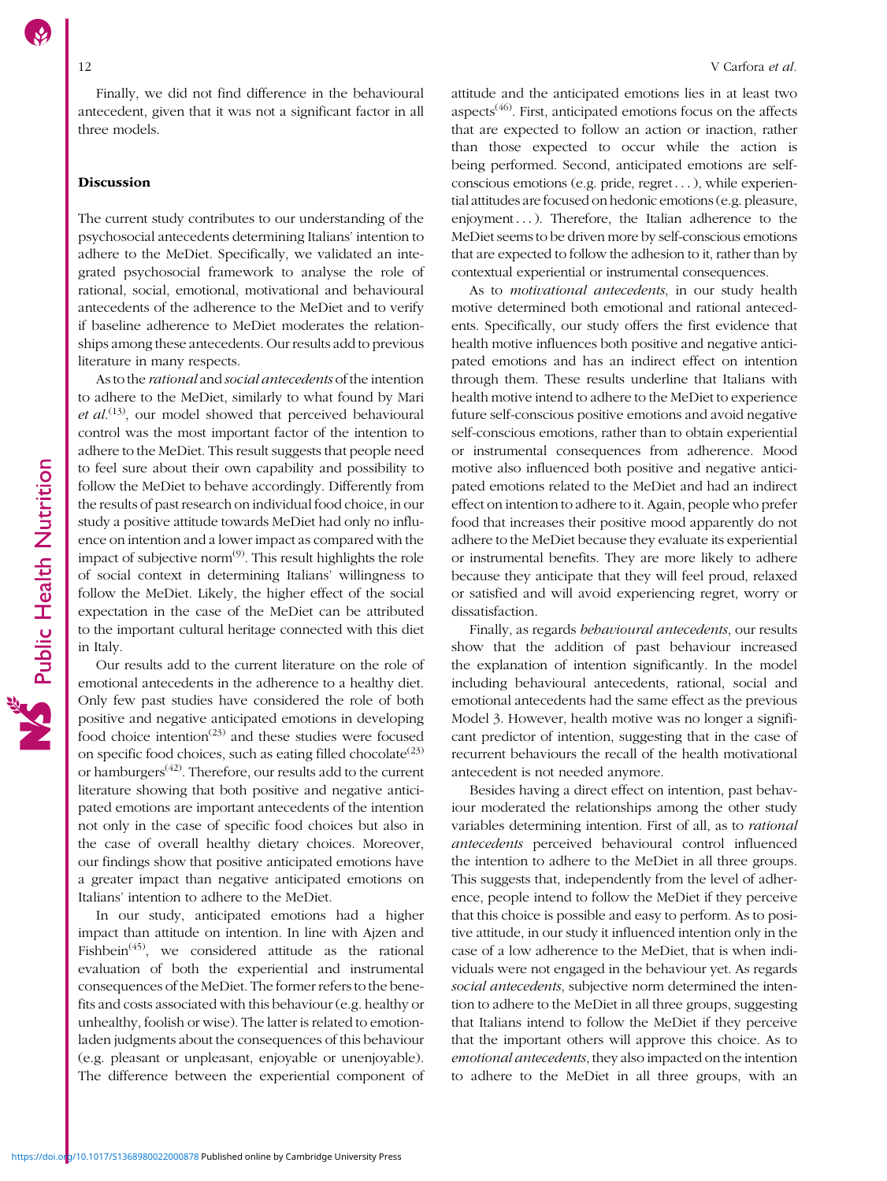Finally, we did not find difference in the behavioural antecedent, given that it was not a significant factor in all three models.

## Discussion

The current study contributes to our understanding of the psychosocial antecedents determining Italians' intention to adhere to the MeDiet. Specifically, we validated an integrated psychosocial framework to analyse the role of rational, social, emotional, motivational and behavioural antecedents of the adherence to the MeDiet and to verify if baseline adherence to MeDiet moderates the relationships among these antecedents. Our results add to previous literature in many respects.

As to the *rational* and *social antecedents* of the intention to adhere to the MeDiet, similarly to what found by Mari *et al.*[13], our model showed that perceived behavioural control was the most important factor of the intention to adhere to the MeDiet. This result suggests that people need to feel sure about their own capability and possibility to follow the MeDiet to behave accordingly. Differently from the results of past research on individual food choice, in our study a positive attitude towards MeDiet had only no influence on intention and a lower impact as compared with the impact of subjective norm[9]. This result highlights the role of social context in determining Italians' willingness to follow the MeDiet. Likely, the higher effect of the social expectation in the case of the MeDiet can be attributed to the important cultural heritage connected with this diet in Italy.

Our results add to the current literature on the role of emotional antecedents in the adherence to a healthy diet. Only few past studies have considered the role of both positive and negative anticipated emotions in developing food choice intention[23] and these studies were focused on specific food choices, such as eating filled chocolate[23] or hamburgers[42]. Therefore, our results add to the current literature showing that both positive and negative anticipated emotions are important antecedents of the intention not only in the case of specific food choices but also in the case of overall healthy dietary choices. Moreover, our findings show that positive anticipated emotions have a greater impact than negative anticipated emotions on Italians' intention to adhere to the MeDiet.

In our study, anticipated emotions had a higher impact than attitude on intention. In line with Ajzen and Fishbein[45], we considered attitude as the rational evaluation of both the experiential and instrumental consequences of the MeDiet. The former refers to the benefits and costs associated with this behaviour (e.g. healthy or unhealthy, foolish or wise). The latter is related to emotion-laden judgments about the consequences of this behaviour (e.g. pleasant or unpleasant, enjoyable or unenjoyable). The difference between the experiential component of attitude and the anticipated emotions lies in at least two aspects[46]. First, anticipated emotions focus on the affects that are expected to follow an action or inaction, rather than those expected to occur while the action is being performed. Second, anticipated emotions are self-conscious emotions (e.g. pride, regret…), while experiential attitudes are focused on hedonic emotions (e.g. pleasure, enjoyment…). Therefore, the Italian adherence to the MeDiet seems to be driven more by self-conscious emotions that are expected to follow the adhesion to it, rather than by contextual experiential or instrumental consequences.

As to *motivational antecedents*, in our study health motive determined both emotional and rational antecedents. Specifically, our study offers the first evidence that health motive influences both positive and negative anticipated emotions and has an indirect effect on intention through them. These results underline that Italians with health motive intend to adhere to the MeDiet to experience future self-conscious positive emotions and avoid negative self-conscious emotions, rather than to obtain experiential or instrumental consequences from adherence. Mood motive also influenced both positive and negative anticipated emotions related to the MeDiet and had an indirect effect on intention to adhere to it. Again, people who prefer food that increases their positive mood apparently do not adhere to the MeDiet because they evaluate its experiential or instrumental benefits. They are more likely to adhere because they anticipate that they will feel proud, relaxed or satisfied and will avoid experiencing regret, worry or dissatisfaction.

Finally, as regards *behavioural antecedents*, our results show that the addition of past behaviour increased the explanation of intention significantly. In the model including behavioural antecedents, rational, social and emotional antecedents had the same effect as the previous Model 3. However, health motive was no longer a significant predictor of intention, suggesting that in the case of recurrent behaviours the recall of the health motivational antecedent is not needed anymore.

Besides having a direct effect on intention, past behaviour moderated the relationships among the other study variables determining intention. First of all, as to *rational antecedents* perceived behavioural control influenced the intention to adhere to the MeDiet in all three groups. This suggests that, independently from the level of adherence, people intend to follow the MeDiet if they perceive that this choice is possible and easy to perform. As to positive attitude, in our study it influenced intention only in the case of a low adherence to the MeDiet, that is when individuals were not engaged in the behaviour yet. As regards *social antecedents*, subjective norm determined the intention to adhere to the MeDiet in all three groups, suggesting that Italians intend to follow the MeDiet if they perceive that the important others will approve this choice. As to *emotional antecedents*, they also impacted on the intention to adhere to the MeDiet in all three groups, with an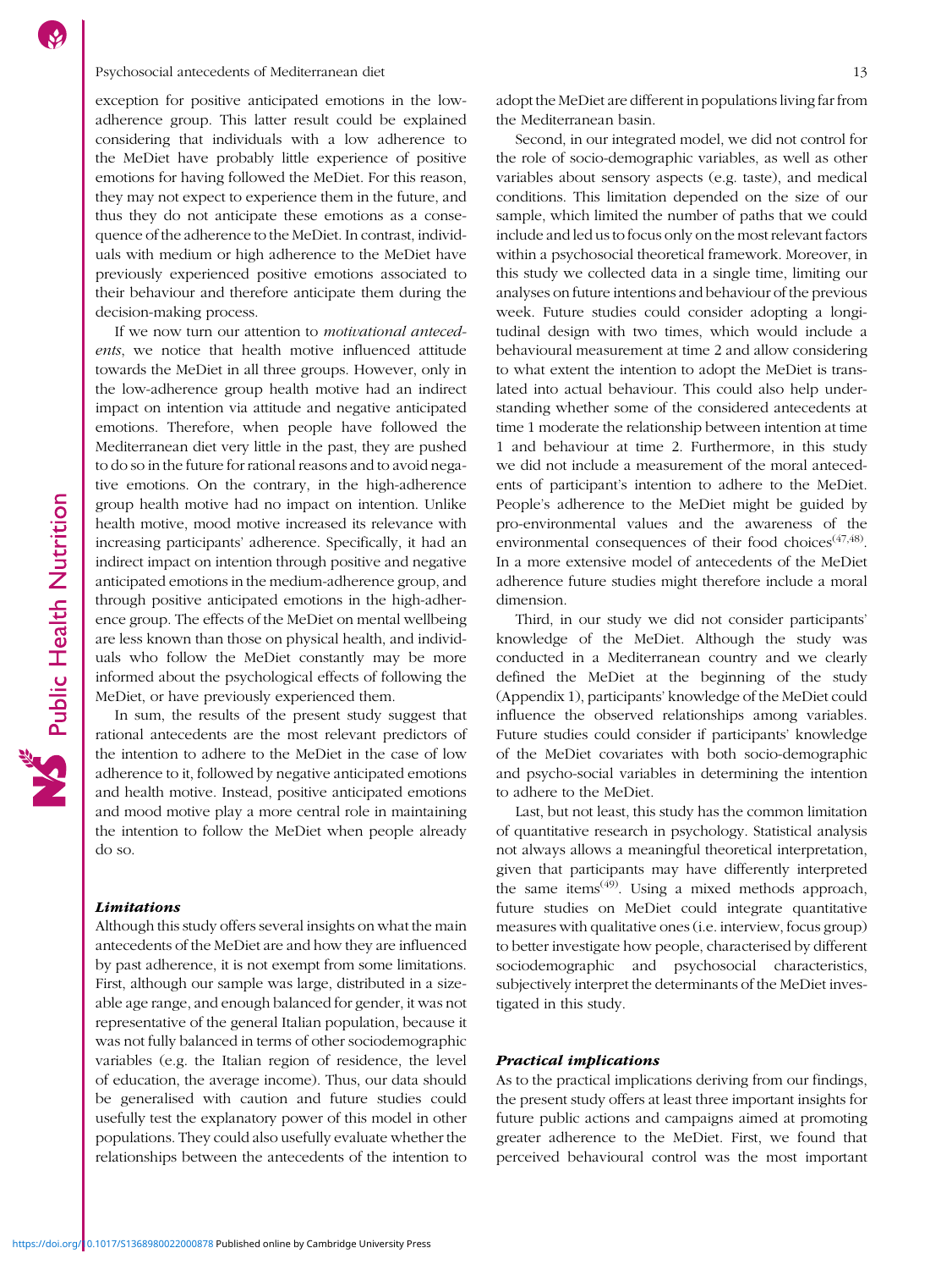exception for positive anticipated emotions in the low-adherence group. This latter result could be explained considering that individuals with a low adherence to the MeDiet have probably little experience of positive emotions for having followed the MeDiet. For this reason, they may not expect to experience them in the future, and thus they do not anticipate these emotions as a consequence of the adherence to the MeDiet. In contrast, individuals with medium or high adherence to the MeDiet have previously experienced positive emotions associated to their behaviour and therefore anticipate them during the decision-making process.

If we now turn our attention to *motivational antecedents*, we notice that health motive influenced attitude towards the MeDiet in all three groups. However, only in the low-adherence group health motive had an indirect impact on intention via attitude and negative anticipated emotions. Therefore, when people have followed the Mediterranean diet very little in the past, they are pushed to do so in the future for rational reasons and to avoid negative emotions. On the contrary, in the high-adherence group health motive had no impact on intention. Unlike health motive, mood motive increased its relevance with increasing participants' adherence. Specifically, it had an indirect impact on intention through positive and negative anticipated emotions in the medium-adherence group, and through positive anticipated emotions in the high-adherence group. The effects of the MeDiet on mental wellbeing are less known than those on physical health, and individuals who follow the MeDiet constantly may be more informed about the psychological effects of following the MeDiet, or have previously experienced them.

In sum, the results of the present study suggest that rational antecedents are the most relevant predictors of the intention to adhere to the MeDiet in the case of low adherence to it, followed by negative anticipated emotions and health motive. Instead, positive anticipated emotions and mood motive play a more central role in maintaining the intention to follow the MeDiet when people already do so.

### Limitations

Although this study offers several insights on what the main antecedents of the MeDiet are and how they are influenced by past adherence, it is not exempt from some limitations. First, although our sample was large, distributed in a sizeable age range, and enough balanced for gender, it was not representative of the general Italian population, because it was not fully balanced in terms of other sociodemographic variables (e.g. the Italian region of residence, the level of education, the average income). Thus, our data should be generalised with caution and future studies could usefully test the explanatory power of this model in other populations. They could also usefully evaluate whether the relationships between the antecedents of the intention to adopt the MeDiet are different in populations living far from the Mediterranean basin.

Second, in our integrated model, we did not control for the role of socio-demographic variables, as well as other variables about sensory aspects (e.g. taste), and medical conditions. This limitation depended on the size of our sample, which limited the number of paths that we could include and led us to focus only on the most relevant factors within a psychosocial theoretical framework. Moreover, in this study we collected data in a single time, limiting our analyses on future intentions and behaviour of the previous week. Future studies could consider adopting a longitudinal design with two times, which would include a behavioural measurement at time 2 and allow considering to what extent the intention to adopt the MeDiet is translated into actual behaviour. This could also help understanding whether some of the considered antecedents at time 1 moderate the relationship between intention at time 1 and behaviour at time 2. Furthermore, in this study we did not include a measurement of the moral antecedents of participant's intention to adhere to the MeDiet. People's adherence to the MeDiet might be guided by pro-environmental values and the awareness of the environmental consequences of their food choices[47,48]. In a more extensive model of antecedents of the MeDiet adherence future studies might therefore include a moral dimension.

Third, in our study we did not consider participants' knowledge of the MeDiet. Although the study was conducted in a Mediterranean country and we clearly defined the MeDiet at the beginning of the study (Appendix 1), participants' knowledge of the MeDiet could influence the observed relationships among variables. Future studies could consider if participants' knowledge of the MeDiet covariates with both socio-demographic and psycho-social variables in determining the intention to adhere to the MeDiet.

Last, but not least, this study has the common limitation of quantitative research in psychology. Statistical analysis not always allows a meaningful theoretical interpretation, given that participants may have differently interpreted the same items[49]. Using a mixed methods approach, future studies on MeDiet could integrate quantitative measures with qualitative ones (i.e. interview, focus group) to better investigate how people, characterised by different sociodemographic and psychosocial characteristics, subjectively interpret the determinants of the MeDiet investigated in this study.

### Practical implications

As to the practical implications deriving from our findings, the present study offers at least three important insights for future public actions and campaigns aimed at promoting greater adherence to the MeDiet. First, we found that perceived behavioural control was the most important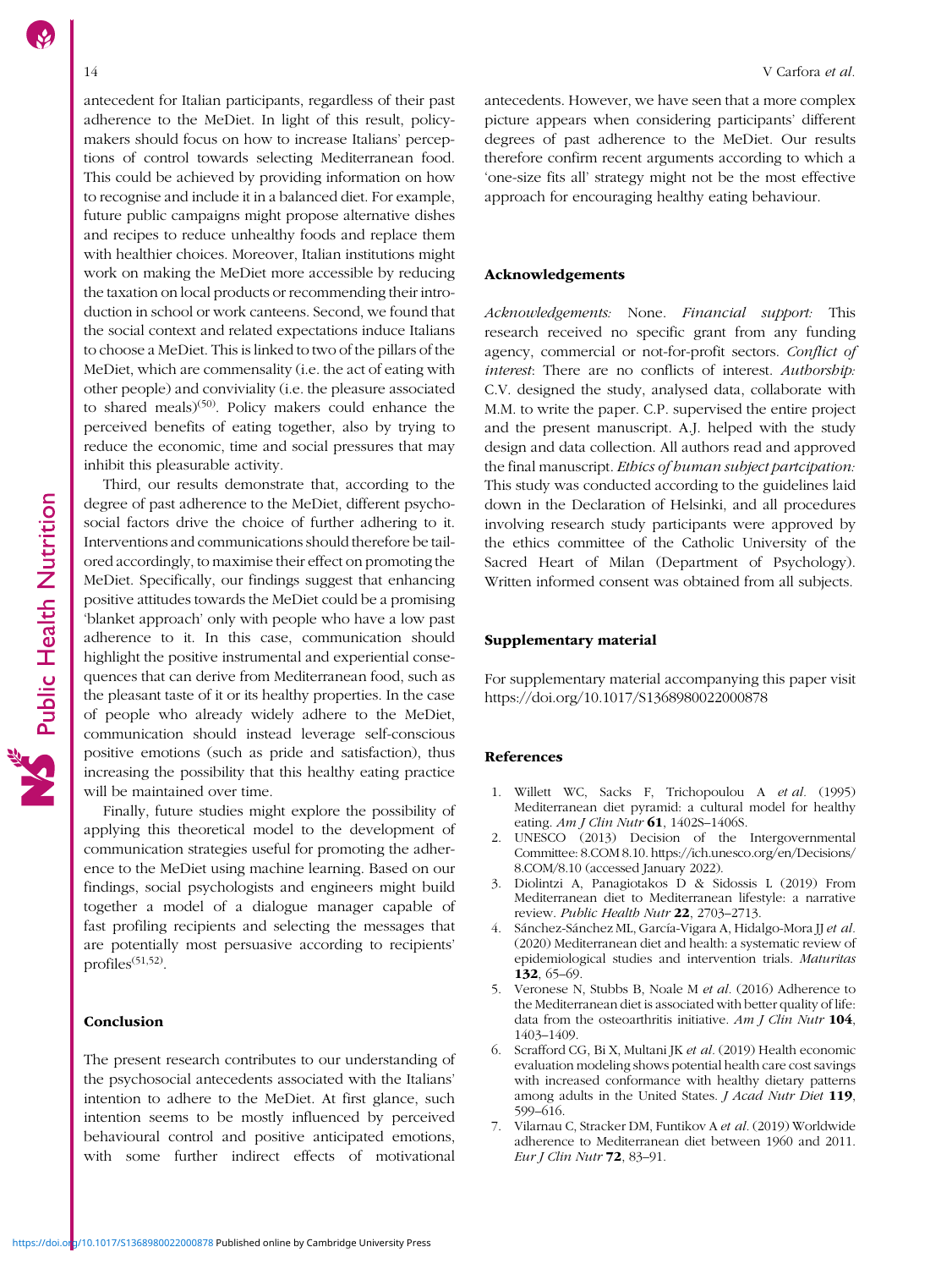antecedent for Italian participants, regardless of their past adherence to the MeDiet. In light of this result, policy-makers should focus on how to increase Italians' perceptions of control towards selecting Mediterranean food. This could be achieved by providing information on how to recognise and include it in a balanced diet. For example, future public campaigns might propose alternative dishes and recipes to reduce unhealthy foods and replace them with healthier choices. Moreover, Italian institutions might work on making the MeDiet more accessible by reducing the taxation on local products or recommending their introduction in school or work canteens. Second, we found that the social context and related expectations induce Italians to choose a MeDiet. This is linked to two of the pillars of the MeDiet, which are commensality (i.e. the act of eating with other people) and conviviality (i.e. the pleasure associated to shared meals)[50]. Policy makers could enhance the perceived benefits of eating together, also by trying to reduce the economic, time and social pressures that may inhibit this pleasurable activity.

Third, our results demonstrate that, according to the degree of past adherence to the MeDiet, different psychosocial factors drive the choice of further adhering to it. Interventions and communications should therefore be tailored accordingly, to maximise their effect on promoting the MeDiet. Specifically, our findings suggest that enhancing positive attitudes towards the MeDiet could be a promising 'blanket approach' only with people who have a low past adherence to it. In this case, communication should highlight the positive instrumental and experiential consequences that can derive from Mediterranean food, such as the pleasant taste of it or its healthy properties. In the case of people who already widely adhere to the MeDiet, communication should instead leverage self-conscious positive emotions (such as pride and satisfaction), thus increasing the possibility that this healthy eating practice will be maintained over time.

Finally, future studies might explore the possibility of applying this theoretical model to the development of communication strategies useful for promoting the adherence to the MeDiet using machine learning. Based on our findings, social psychologists and engineers might build together a model of a dialogue manager capable of fast profiling recipients and selecting the messages that are potentially most persuasive according to recipients' profiles[51,52].

## Conclusion

The present research contributes to our understanding of the psychosocial antecedents associated with the Italians' intention to adhere to the MeDiet. At first glance, such intention seems to be mostly influenced by perceived behavioural control and positive anticipated emotions, with some further indirect effects of motivational antecedents. However, we have seen that a more complex picture appears when considering participants' different degrees of past adherence to the MeDiet. Our results therefore confirm recent arguments according to which a 'one-size fits all' strategy might not be the most effective approach for encouraging healthy eating behaviour.

## Acknowledgements

*Acknowledgements:* None. *Financial support:* This research received no specific grant from any funding agency, commercial or not-for-profit sectors. *Conflict of interest*: There are no conflicts of interest. *Authorship:* C.V. designed the study, analysed data, collaborate with M.M. to write the paper. C.P. supervised the entire project and the present manuscript. A.J. helped with the study design and data collection. All authors read and approved the final manuscript. *Ethics of human subject partcipation:* This study was conducted according to the guidelines laid down in the Declaration of Helsinki, and all procedures involving research study participants were approved by the ethics committee of the Catholic University of the Sacred Heart of Milan (Department of Psychology). Written informed consent was obtained from all subjects.

## Supplementary material

For supplementary material accompanying this paper visit https://doi.org/10.1017/S1368980022000878

## References

1. Willett WC, Sacks F, Trichopoulou A *et al.* (1995) Mediterranean diet pyramid: a cultural model for healthy eating. *Am J Clin Nutr* **61**, 1402S–1406S.
2. UNESCO (2013) Decision of the Intergovernmental Committee: 8.COM 8.10. https://ich.unesco.org/en/Decisions/8.COM/8.10 (accessed January 2022).
3. Diolintzi A, Panagiotakos D & Sidossis L (2019) From Mediterranean diet to Mediterranean lifestyle: a narrative review. *Public Health Nutr* **22**, 2703–2713.
4. Sánchez-Sánchez ML, García-Vigara A, Hidalgo-Mora JJ *et al.* (2020) Mediterranean diet and health: a systematic review of epidemiological studies and intervention trials. *Maturitas* **132**, 65–69.
5. Veronese N, Stubbs B, Noale M *et al.* (2016) Adherence to the Mediterranean diet is associated with better quality of life: data from the osteoarthritis initiative. *Am J Clin Nutr* **104**, 1403–1409.
6. Scrafford CG, Bi X, Multani JK *et al.* (2019) Health economic evaluation modeling shows potential health care cost savings with increased conformance with healthy dietary patterns among adults in the United States. *J Acad Nutr Diet* **119**, 599–616.
7. Vilarnau C, Stracker DM, Funtikov A *et al.* (2019) Worldwide adherence to Mediterranean diet between 1960 and 2011. *Eur J Clin Nutr* **72**, 83–91.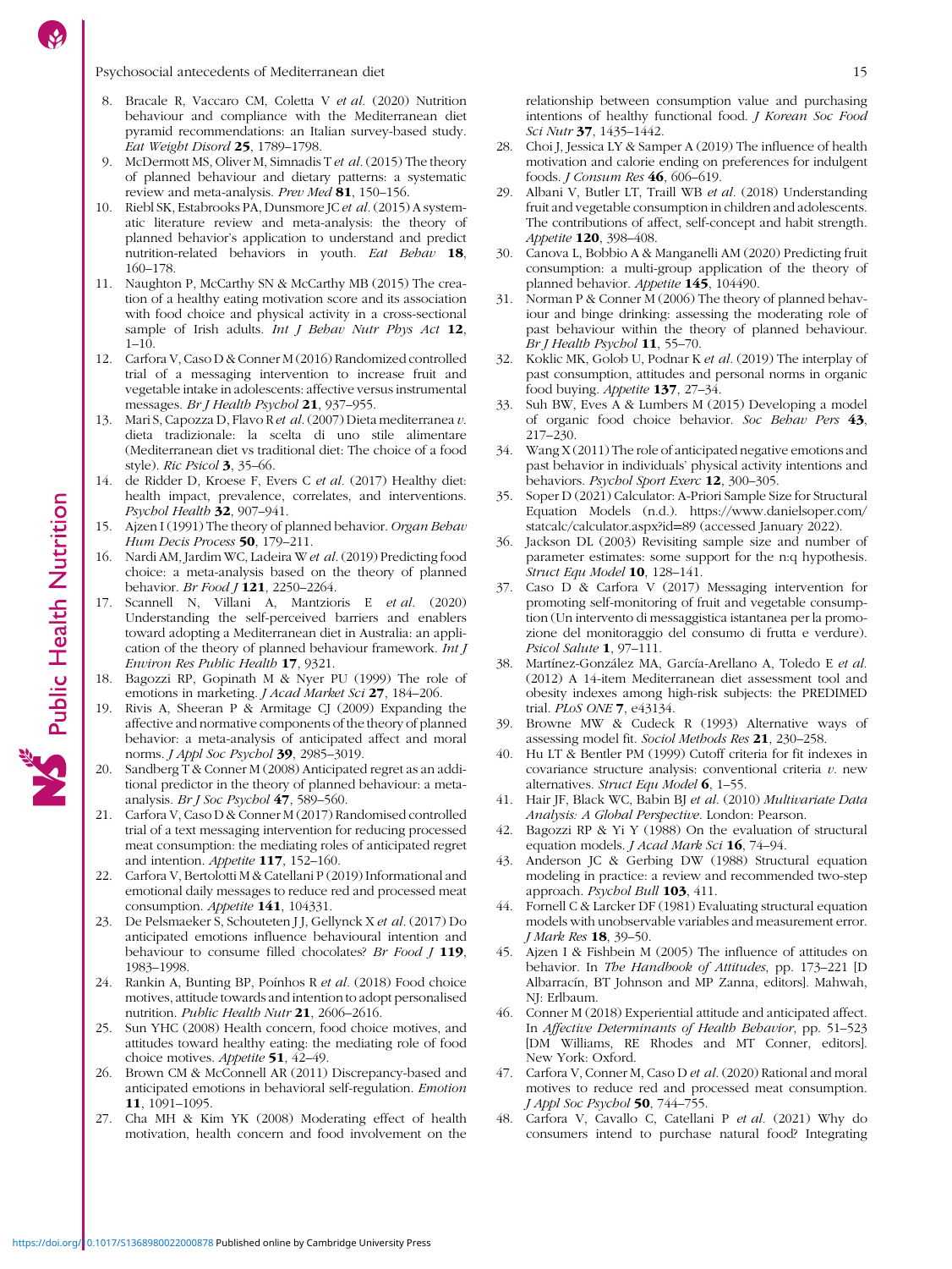8. Bracale R, Vaccaro CM, Coletta V *et al.* (2020) Nutrition behaviour and compliance with the Mediterranean diet pyramid recommendations: an Italian survey-based study. *Eat Weight Disord* **25**, 1789–1798.
9. McDermott MS, Oliver M, Simnadis T *et al.* (2015) The theory of planned behaviour and dietary patterns: a systematic review and meta-analysis. *Prev Med* **81**, 150–156.
10. Riebl SK, Estabrooks PA, Dunsmore JC *et al.* (2015) A systematic literature review and meta-analysis: the theory of planned behavior's application to understand and predict nutrition-related behaviors in youth. *Eat Behav* **18**, 160–178.
11. Naughton P, McCarthy SN & McCarthy MB (2015) The creation of a healthy eating motivation score and its association with food choice and physical activity in a cross-sectional sample of Irish adults. *Int J Behav Nutr Phys Act* **12**, 1–10.
12. Carfora V, Caso D & Conner M (2016) Randomized controlled trial of a messaging intervention to increase fruit and vegetable intake in adolescents: affective versus instrumental messages. *Br J Health Psychol* **21**, 937–955.
13. Mari S, Capozza D, Flavo R *et al.* (2007) Dieta mediterranea *v.* dieta tradizionale: la scelta di uno stile alimentare (Mediterranean diet vs traditional diet: The choice of a food style). *Ric Psicol* **3**, 35–66.
14. de Ridder D, Kroese F, Evers C *et al.* (2017) Healthy diet: health impact, prevalence, correlates, and interventions. *Psychol Health* **32**, 907–941.
15. Ajzen I (1991) The theory of planned behavior. *Organ Behav Hum Decis Process* **50**, 179–211.
16. Nardi AM, Jardim WC, Ladeira W *et al.* (2019) Predicting food choice: a meta-analysis based on the theory of planned behavior. *Br Food J* **121**, 2250–2264.
17. Scannell N, Villani A, Mantzioris E *et al.* (2020) Understanding the self-perceived barriers and enablers toward adopting a Mediterranean diet in Australia: an application of the theory of planned behaviour framework. *Int J Environ Res Public Health* **17**, 9321.
18. Bagozzi RP, Gopinath M & Nyer PU (1999) The role of emotions in marketing. *J Acad Market Sci* **27**, 184–206.
19. Rivis A, Sheeran P & Armitage CJ (2009) Expanding the affective and normative components of the theory of planned behavior: a meta-analysis of anticipated affect and moral norms. *J Appl Soc Psychol* **39**, 2985–3019.
20. Sandberg T & Conner M (2008) Anticipated regret as an additional predictor in the theory of planned behaviour: a meta-analysis. *Br J Soc Psychol* **47**, 589–560.
21. Carfora V, Caso D & Conner M (2017) Randomised controlled trial of a text messaging intervention for reducing processed meat consumption: the mediating roles of anticipated regret and intention. *Appetite* **117**, 152–160.
22. Carfora V, Bertolotti M & Catellani P (2019) Informational and emotional daily messages to reduce red and processed meat consumption. *Appetite* **141**, 104331.
23. De Pelsmaeker S, Schouteten J J, Gellynck X *et al.* (2017) Do anticipated emotions influence behavioural intention and behaviour to consume filled chocolates? *Br Food J* **119**, 1983–1998.
24. Rankin A, Bunting BP, Poínhos R *et al.* (2018) Food choice motives, attitude towards and intention to adopt personalised nutrition. *Public Health Nutr* **21**, 2606–2616.
25. Sun YHC (2008) Health concern, food choice motives, and attitudes toward healthy eating: the mediating role of food choice motives. *Appetite* **51**, 42–49.
26. Brown CM & McConnell AR (2011) Discrepancy-based and anticipated emotions in behavioral self-regulation. *Emotion* **11**, 1091–1095.
27. Cha MH & Kim YK (2008) Moderating effect of health motivation, health concern and food involvement on the relationship between consumption value and purchasing intentions of healthy functional food. *J Korean Soc Food Sci Nutr* **37**, 1435–1442.
28. Choi J, Jessica LY & Samper A (2019) The influence of health motivation and calorie ending on preferences for indulgent foods. *J Consum Res* **46**, 606–619.
29. Albani V, Butler LT, Traill WB *et al.* (2018) Understanding fruit and vegetable consumption in children and adolescents. The contributions of affect, self-concept and habit strength. *Appetite* **120**, 398–408.
30. Canova L, Bobbio A & Manganelli AM (2020) Predicting fruit consumption: a multi-group application of the theory of planned behavior. *Appetite* **145**, 104490.
31. Norman P & Conner M (2006) The theory of planned behaviour and binge drinking: assessing the moderating role of past behaviour within the theory of planned behaviour. *Br J Health Psychol* **11**, 55–70.
32. Koklic MK, Golob U, Podnar K *et al.* (2019) The interplay of past consumption, attitudes and personal norms in organic food buying. *Appetite* **137**, 27–34.
33. Suh BW, Eves A & Lumbers M (2015) Developing a model of organic food choice behavior. *Soc Behav Pers* **43**, 217–230.
34. Wang X (2011) The role of anticipated negative emotions and past behavior in individuals' physical activity intentions and behaviors. *Psychol Sport Exerc* **12**, 300–305.
35. Soper D (2021) Calculator: A-Priori Sample Size for Structural Equation Models (n.d.). https://www.danielsoper.com/statcalc/calculator.aspx?id=89 (accessed January 2022).
36. Jackson DL (2003) Revisiting sample size and number of parameter estimates: some support for the n:q hypothesis. *Struct Equ Model* **10**, 128–141.
37. Caso D & Carfora V (2017) Messaging intervention for promoting self-monitoring of fruit and vegetable consumption (Un intervento di messaggistica istantanea per la promozione del monitoraggio del consumo di frutta e verdure). *Psicol Salute* **1**, 97–111.
38. Martínez-González MA, García-Arellano A, Toledo E *et al.* (2012) A 14-item Mediterranean diet assessment tool and obesity indexes among high-risk subjects: the PREDIMED trial. *PLoS ONE* **7**, e43134.
39. Browne MW & Cudeck R (1993) Alternative ways of assessing model fit. *Sociol Methods Res* **21**, 230–258.
40. Hu LT & Bentler PM (1999) Cutoff criteria for fit indexes in covariance structure analysis: conventional criteria *v.* new alternatives. *Struct Equ Model* **6**, 1–55.
41. Hair JF, Black WC, Babin BJ *et al.* (2010) *Multivariate Data Analysis: A Global Perspective*. London: Pearson.
42. Bagozzi RP & Yi Y (1988) On the evaluation of structural equation models. *J Acad Mark Sci* **16**, 74–94.
43. Anderson JC & Gerbing DW (1988) Structural equation modeling in practice: a review and recommended two-step approach. *Psychol Bull* **103**, 411.
44. Fornell C & Larcker DF (1981) Evaluating structural equation models with unobservable variables and measurement error. *J Mark Res* **18**, 39–50.
45. Ajzen I & Fishbein M (2005) The influence of attitudes on behavior. In *The Handbook of Attitudes*, pp. 173–221 [D Albarracín, BT Johnson and MP Zanna, editors]. Mahwah, NJ: Erlbaum.
46. Conner M (2018) Experiential attitude and anticipated affect. In *Affective Determinants of Health Behavior*, pp. 51–523 [DM Williams, RE Rhodes and MT Conner, editors]. New York: Oxford.
47. Carfora V, Conner M, Caso D *et al.* (2020) Rational and moral motives to reduce red and processed meat consumption. *J Appl Soc Psychol* **50**, 744–755.
48. Carfora V, Cavallo C, Catellani P *et al.* (2021) Why do consumers intend to purchase natural food? Integrating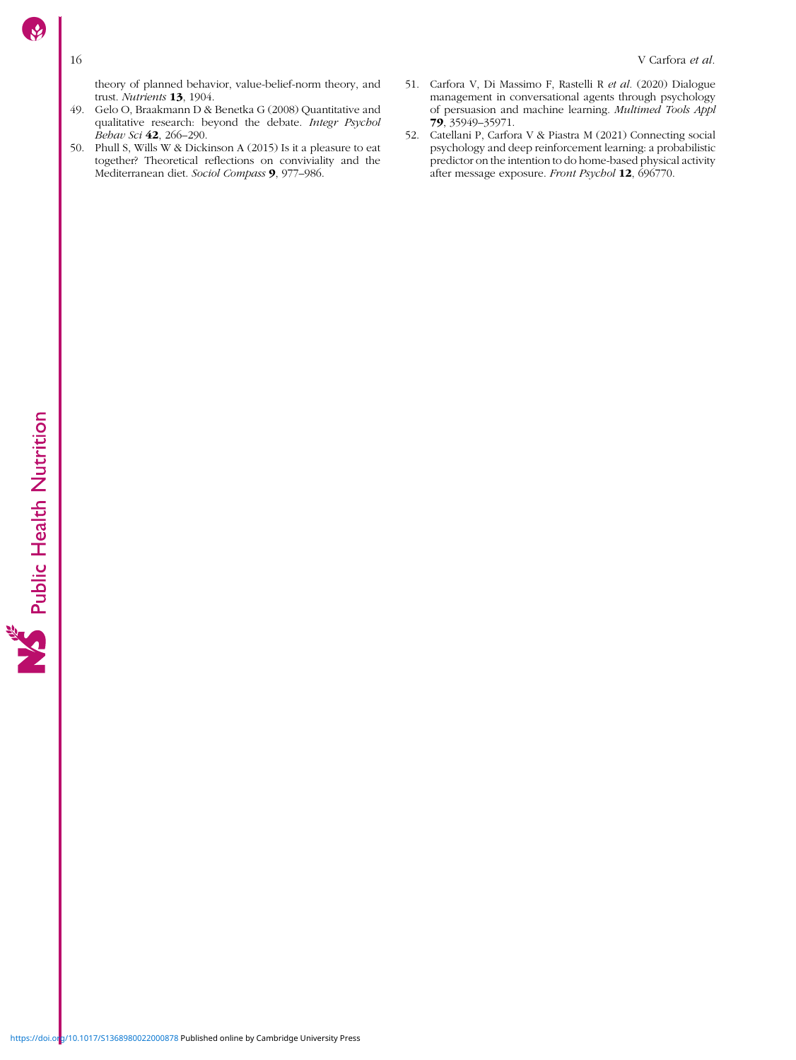theory of planned behavior, value-belief-norm theory, and trust. *Nutrients* **13**, 1904.

49. Gelo O, Braakmann D & Benetka G (2008) Quantitative and qualitative research: beyond the debate. *Integr Psychol Behav Sci* **42**, 266–290.
50. Phull S, Wills W & Dickinson A (2015) Is it a pleasure to eat together? Theoretical reflections on conviviality and the Mediterranean diet. *Sociol Compass* **9**, 977–986.
51. Carfora V, Di Massimo F, Rastelli R *et al*. (2020) Dialogue management in conversational agents through psychology of persuasion and machine learning. *Multimed Tools Appl* **79**, 35949–35971.
52. Catellani P, Carfora V & Piastra M (2021) Connecting social psychology and deep reinforcement learning: a probabilistic predictor on the intention to do home-based physical activity after message exposure. *Front Psychol* **12**, 696770.